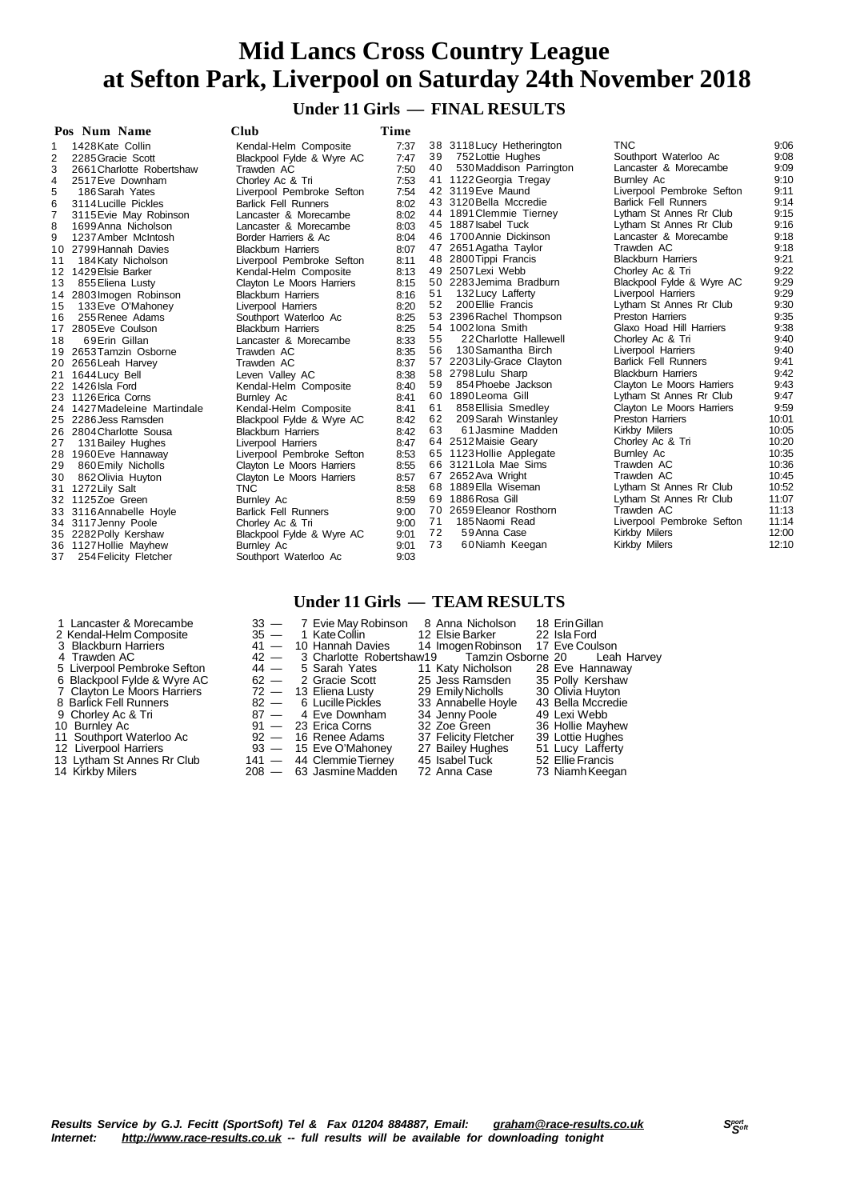# Mid Lancs Cross Country League
# at Sefton Park, Liverpool on Saturday 24th November 2018

## Under 11 Girls — FINAL RESULTS

| Pos | Num | Name | Club | Time |
|---|---|---|---|---|
| 1 | 1428 | Kate Collin | Kendal-Helm Composite | 7:37 |
| 2 | 2285 | Gracie Scott | Blackpool Fylde & Wyre AC | 7:47 |
| 3 | 2661 | Charlotte Robertshaw | Trawden AC | 7:50 |
| 4 | 2517 | Eve Downham | Chorley Ac & Tri | 7:53 |
| 5 | 186 | Sarah Yates | Liverpool Pembroke Sefton | 7:54 |
| 6 | 3114 | Lucille Pickles | Barlick Fell Runners | 8:02 |
| 7 | 3115 | Evie May Robinson | Lancaster & Morecambe | 8:02 |
| 8 | 1699 | Anna Nicholson | Lancaster & Morecambe | 8:03 |
| 9 | 1237 | Amber McIntosh | Border Harriers & Ac | 8:04 |
| 10 | 2799 | Hannah Davies | Blackburn Harriers | 8:07 |
| 11 | 184 | Katy Nicholson | Liverpool Pembroke Sefton | 8:11 |
| 12 | 1429 | Elsie Barker | Kendal-Helm Composite | 8:13 |
| 13 | 855 | Eliena Lusty | Clayton Le Moors Harriers | 8:15 |
| 14 | 2803 | Imogen Robinson | Blackburn Harriers | 8:16 |
| 15 | 133 | Eve O'Mahoney | Liverpool Harriers | 8:20 |
| 16 | 255 | Renee Adams | Southport Waterloo Ac | 8:25 |
| 17 | 2805 | Eve Coulson | Blackburn Harriers | 8:25 |
| 18 | 69 | Erin Gillan | Lancaster & Morecambe | 8:33 |
| 19 | 2653 | Tamzin Osborne | Trawden AC | 8:35 |
| 20 | 2656 | Leah Harvey | Trawden AC | 8:37 |
| 21 | 1644 | Lucy Bell | Leven Valley AC | 8:38 |
| 22 | 1426 | Isla Ford | Kendal-Helm Composite | 8:40 |
| 23 | 1126 | Erica Corns | Burnley Ac | 8:41 |
| 24 | 1427 | Madeleine Martindale | Kendal-Helm Composite | 8:41 |
| 25 | 2286 | Jess Ramsden | Blackpool Fylde & Wyre AC | 8:42 |
| 26 | 2804 | Charlotte Sousa | Blackburn Harriers | 8:42 |
| 27 | 131 | Bailey Hughes | Liverpool Harriers | 8:47 |
| 28 | 1960 | Eve Hannaway | Liverpool Pembroke Sefton | 8:53 |
| 29 | 860 | Emily Nicholls | Clayton Le Moors Harriers | 8:55 |
| 30 | 862 | Olivia Huyton | Clayton Le Moors Harriers | 8:57 |
| 31 | 1272 | Lily Salt | TNC | 8:58 |
| 32 | 1125 | Zoe Green | Burnley Ac | 8:59 |
| 33 | 3116 | Annabelle Hoyle | Barlick Fell Runners | 9:00 |
| 34 | 3117 | Jenny Poole | Chorley Ac & Tri | 9:00 |
| 35 | 2282 | Polly Kershaw | Blackpool Fylde & Wyre AC | 9:01 |
| 36 | 1127 | Hollie Mayhew | Burnley Ac | 9:01 |
| 37 | 254 | Felicity Fletcher | Southport Waterloo Ac | 9:03 |
| 38 | 3118 | Lucy Hetherington | TNC | 9:06 |
| 39 | 752 | Lottie Hughes | Southport Waterloo Ac | 9:08 |
| 40 | 530 | Maddison Parrington | Lancaster & Morecambe | 9:09 |
| 41 | 1122 | Georgia Tregay | Burnley Ac | 9:10 |
| 42 | 3119 | Eve Maund | Liverpool Pembroke Sefton | 9:11 |
| 43 | 3120 | Bella Mccredie | Barlick Fell Runners | 9:14 |
| 44 | 1891 | Clemmie Tierney | Lytham St Annes Rr Club | 9:15 |
| 45 | 1887 | Isabel Tuck | Lytham St Annes Rr Club | 9:16 |
| 46 | 1700 | Annie Dickinson | Lancaster & Morecambe | 9:18 |
| 47 | 2651 | Agatha Taylor | Trawden AC | 9:18 |
| 48 | 2800 | Tippi Francis | Blackburn Harriers | 9:21 |
| 49 | 2507 | Lexi Webb | Chorley Ac & Tri | 9:22 |
| 50 | 2283 | Jemima Bradburn | Blackpool Fylde & Wyre AC | 9:29 |
| 51 | 132 | Lucy Lafferty | Liverpool Harriers | 9:29 |
| 52 | 200 | Ellie Francis | Lytham St Annes Rr Club | 9:30 |
| 53 | 2396 | Rachel Thompson | Preston Harriers | 9:35 |
| 54 | 1002 | Iona Smith | Glaxo Hoad Hill Harriers | 9:38 |
| 55 | 22 | Charlotte Hallewell | Chorley Ac & Tri | 9:40 |
| 56 | 130 | Samantha Birch | Liverpool Harriers | 9:40 |
| 57 | 2203 | Lily-Grace Clayton | Barlick Fell Runners | 9:41 |
| 58 | 2798 | Lulu Sharp | Blackburn Harriers | 9:42 |
| 59 | 854 | Phoebe Jackson | Clayton Le Moors Harriers | 9:43 |
| 60 | 1890 | Leoma Gill | Lytham St Annes Rr Club | 9:47 |
| 61 | 858 | Ellisia Smedley | Clayton Le Moors Harriers | 9:59 |
| 62 | 209 | Sarah Winstanley | Preston Harriers | 10:01 |
| 63 | 61 | Jasmine Madden | Kirkby Milers | 10:05 |
| 64 | 2512 | Maisie Geary | Chorley Ac & Tri | 10:20 |
| 65 | 1123 | Hollie Applegate | Burnley Ac | 10:35 |
| 66 | 3121 | Lola Mae Sims | Trawden AC | 10:36 |
| 67 | 2652 | Ava Wright | Trawden AC | 10:45 |
| 68 | 1889 | Ella Wiseman | Lytham St Annes Rr Club | 10:52 |
| 69 | 1886 | Rosa Gill | Lytham St Annes Rr Club | 11:07 |
| 70 | 2659 | Eleanor Rosthorn | Trawden AC | 11:13 |
| 71 | 185 | Naomi Read | Liverpool Pembroke Sefton | 11:14 |
| 72 | 59 | Anna Case | Kirkby Milers | 12:00 |
| 73 | 60 | Niamh Keegan | Kirkby Milers | 12:10 |

## Under 11 Girls — TEAM RESULTS

| Pos | Team | Points | 1st | 2nd | 3rd |
|---|---|---|---|---|---|
| 1 | Lancaster & Morecambe | 33 | 7 Evie May Robinson | 8 Anna Nicholson | 18 Erin Gillan |
| 2 | Kendal-Helm Composite | 35 | 1 Kate Collin | 12 Elsie Barker | 22 Isla Ford |
| 3 | Blackburn Harriers | 41 | 10 Hannah Davies | 14 Imogen Robinson | 17 Eve Coulson |
| 4 | Trawden AC | 42 | 3 Charlotte Robertshaw | 19 Tamzin Osborne | 20 Leah Harvey |
| 5 | Liverpool Pembroke Sefton | 44 | 5 Sarah Yates | 11 Katy Nicholson | 28 Eve Hannaway |
| 6 | Blackpool Fylde & Wyre AC | 62 | 2 Gracie Scott | 25 Jess Ramsden | 35 Polly Kershaw |
| 7 | Clayton Le Moors Harriers | 72 | 13 Eliena Lusty | 29 Emily Nicholls | 30 Olivia Huyton |
| 8 | Barlick Fell Runners | 82 | 6 Lucille Pickles | 33 Annabelle Hoyle | 43 Bella Mccredie |
| 9 | Chorley Ac & Tri | 87 | 4 Eve Downham | 34 Jenny Poole | 49 Lexi Webb |
| 10 | Burnley Ac | 91 | 23 Erica Corns | 32 Zoe Green | 36 Hollie Mayhew |
| 11 | Southport Waterloo Ac | 92 | 16 Renee Adams | 37 Felicity Fletcher | 39 Lottie Hughes |
| 12 | Liverpool Harriers | 93 | 15 Eve O'Mahoney | 27 Bailey Hughes | 51 Lucy Lafferty |
| 13 | Lytham St Annes Rr Club | 141 | 44 Clemmie Tierney | 45 Isabel Tuck | 52 Ellie Francis |
| 14 | Kirkby Milers | 208 | 63 Jasmine Madden | 72 Anna Case | 73 Niamh Keegan |

*Results Service by G.J. Fecitt (SportSoft) Tel & Fax 01204 884887, Email: graham@race-results.co.uk*
*Internet: http://www.race-results.co.uk -- full results will be available for downloading tonight*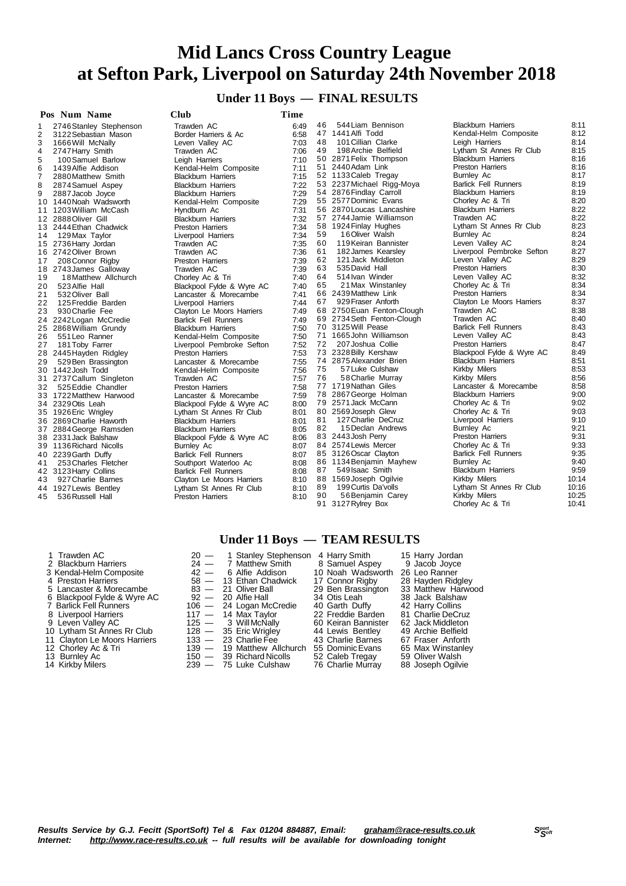# Mid Lancs Cross Country League
# at Sefton Park, Liverpool on Saturday 24th November 2018

## Under 11 Boys — FINAL RESULTS

| Pos | Num | Name | Club | Time |
|---|---|---|---|---|
| 1 | 2746 | Stanley Stephenson | Trawden AC | 6:49 |
| 2 | 3122 | Sebastian Mason | Border Harriers & Ac | 6:58 |
| 3 | 1666 | Will McNally | Leven Valley AC | 7:03 |
| 4 | 2747 | Harry Smith | Trawden AC | 7:06 |
| 5 | 100 | Samuel Barlow | Leigh Harriers | 7:10 |
| 6 | 1439 | Alfie Addison | Kendal-Helm Composite | 7:11 |
| 7 | 2880 | Matthew Smith | Blackburn Harriers | 7:15 |
| 8 | 2874 | Samuel Aspey | Blackburn Harriers | 7:22 |
| 9 | 2887 | Jacob Joyce | Blackburn Harriers | 7:29 |
| 10 | 1440 | Noah Wadsworth | Kendal-Helm Composite | 7:29 |
| 11 | 1203 | William McCash | Hyndburn Ac | 7:31 |
| 12 | 2888 | Oliver Gill | Blackburn Harriers | 7:32 |
| 13 | 2444 | Ethan Chadwick | Preston Harriers | 7:34 |
| 14 | 129 | Max Taylor | Liverpool Harriers | 7:34 |
| 15 | 2736 | Harry Jordan | Trawden AC | 7:35 |
| 16 | 2742 | Oliver Brown | Trawden AC | 7:36 |
| 17 | 208 | Connor Rigby | Preston Harriers | 7:39 |
| 18 | 2743 | James Galloway | Trawden AC | 7:39 |
| 19 | 18 | Matthew Allchurch | Chorley Ac & Tri | 7:40 |
| 20 | 523 | Alfie Hall | Blackpool Fylde & Wyre AC | 7:40 |
| 21 | 532 | Oliver Ball | Lancaster & Morecambe | 7:41 |
| 22 | 125 | Freddie Barden | Liverpool Harriers | 7:44 |
| 23 | 930 | Charlie Fee | Clayton Le Moors Harriers | 7:49 |
| 24 | 2242 | Logan McCredie | Barlick Fell Runners | 7:49 |
| 25 | 2868 | William Grundy | Blackburn Harriers | 7:50 |
| 26 | 551 | Leo Ranner | Kendal-Helm Composite | 7:50 |
| 27 | 181 | Toby Farrer | Liverpool Pembroke Sefton | 7:52 |
| 28 | 2445 | Hayden Ridgley | Preston Harriers | 7:53 |
| 29 | 529 | Ben Brassington | Lancaster & Morecambe | 7:55 |
| 30 | 1442 | Josh Todd | Kendal-Helm Composite | 7:56 |
| 31 | 2737 | Callum Singleton | Trawden AC | 7:57 |
| 32 | 525 | Eddie Chandler | Preston Harriers | 7:58 |
| 33 | 1722 | Matthew Harwood | Lancaster & Morecambe | 7:59 |
| 34 | 2329 | Otis Leah | Blackpool Fylde & Wyre AC | 8:00 |
| 35 | 1926 | Eric Wrigley | Lytham St Annes Rr Club | 8:01 |
| 36 | 2869 | Charlie Haworth | Blackburn Harriers | 8:01 |
| 37 | 2884 | George Ramsden | Blackburn Harriers | 8:05 |
| 38 | 2331 | Jack Balshaw | Blackpool Fylde & Wyre AC | 8:06 |
| 39 | 1136 | Richard Nicolls | Burnley Ac | 8:07 |
| 40 | 2239 | Garth Duffy | Barlick Fell Runners | 8:07 |
| 41 | 253 | Charles Fletcher | Southport Waterloo Ac | 8:08 |
| 42 | 3123 | Harry Collins | Barlick Fell Runners | 8:08 |
| 43 | 927 | Charlie Barnes | Clayton Le Moors Harriers | 8:10 |
| 44 | 1927 | Lewis Bentley | Lytham St Annes Rr Club | 8:10 |
| 45 | 536 | Russell Hall | Preston Harriers | 8:10 |
| 46 | 544 | Liam Bennison | Blackburn Harriers | 8:11 |
| 47 | 1441 | Alfi Todd | Kendal-Helm Composite | 8:12 |
| 48 | 101 | Cillian Clarke | Leigh Harriers | 8:14 |
| 49 | 198 | Archie Belfield | Lytham St Annes Rr Club | 8:15 |
| 50 | 2871 | Felix Thompson | Blackburn Harriers | 8:16 |
| 51 | 2440 | Adam Link | Preston Harriers | 8:16 |
| 52 | 1133 | Caleb Tregay | Burnley Ac | 8:17 |
| 53 | 2237 | Michael Rigg-Moya | Barlick Fell Runners | 8:19 |
| 54 | 2876 | Findlay Carroll | Blackburn Harriers | 8:19 |
| 55 | 2577 | Dominic Evans | Chorley Ac & Tri | 8:20 |
| 56 | 2870 | Loucas Lancashire | Blackburn Harriers | 8:22 |
| 57 | 2744 | Jamie Williamson | Trawden AC | 8:22 |
| 58 | 1924 | Finlay Hughes | Lytham St Annes Rr Club | 8:23 |
| 59 | 16 | Oliver Walsh | Burnley Ac | 8:24 |
| 60 | 119 | Keiran Bannister | Leven Valley AC | 8:24 |
| 61 | 182 | James Kearsley | Liverpool Pembroke Sefton | 8:27 |
| 62 | 121 | Jack Middleton | Leven Valley AC | 8:29 |
| 63 | 535 | David Hall | Preston Harriers | 8:30 |
| 64 | 514 | Ivan Winder | Leven Valley AC | 8:32 |
| 65 | 21 | Max Winstanley | Chorley Ac & Tri | 8:34 |
| 66 | 2439 | Matthew Link | Preston Harriers | 8:34 |
| 67 | 929 | Fraser Anforth | Clayton Le Moors Harriers | 8:37 |
| 68 | 2750 | Euan Fenton-Clough | Trawden AC | 8:38 |
| 69 | 2734 | Seth Fenton-Clough | Trawden AC | 8:40 |
| 70 | 3125 | Will Pease | Barlick Fell Runners | 8:43 |
| 71 | 1665 | John Williamson | Leven Valley AC | 8:43 |
| 72 | 207 | Joshua Collie | Preston Harriers | 8:47 |
| 73 | 2328 | Billy Kershaw | Blackpool Fylde & Wyre AC | 8:49 |
| 74 | 2875 | Alexander Brien | Blackburn Harriers | 8:51 |
| 75 | 57 | Luke Culshaw | Kirkby Milers | 8:53 |
| 76 | 58 | Charlie Murray | Kirkby Milers | 8:56 |
| 77 | 1719 | Nathan Giles | Lancaster & Morecambe | 8:58 |
| 78 | 2867 | George Holman | Blackburn Harriers | 9:00 |
| 79 | 2571 | Jack McCann | Chorley Ac & Tri | 9:02 |
| 80 | 2569 | Joseph Glew | Chorley Ac & Tri | 9:03 |
| 81 | 127 | Charlie DeCruz | Liverpool Harriers | 9:10 |
| 82 | 15 | Declan Andrews | Burnley Ac | 9:21 |
| 83 | 2443 | Josh Perry | Preston Harriers | 9:31 |
| 84 | 2574 | Lewis Mercer | Chorley Ac & Tri | 9:33 |
| 85 | 3126 | Oscar Clayton | Barlick Fell Runners | 9:35 |
| 86 | 1134 | Benjamin Mayhew | Burnley Ac | 9:40 |
| 87 | 549 | Isaac Smith | Blackburn Harriers | 9:59 |
| 88 | 1569 | Joseph Ogilvie | Kirkby Milers | 10:14 |
| 89 | 199 | Curtis Da'volls | Lytham St Annes Rr Club | 10:16 |
| 90 | 56 | Benjamin Carey | Kirkby Milers | 10:25 |
| 91 | 3127 | Rylrey Box | Chorley Ac & Tri | 10:41 |

## Under 11 Boys — TEAM RESULTS

| Pos | Team | Points | Runner 1 | Runner 2 | Runner 3 |
|---|---|---|---|---|---|
| 1 | Trawden AC | 20 | 1 Stanley Stephenson | 4 Harry Smith | 15 Harry Jordan |
| 2 | Blackburn Harriers | 24 | 7 Matthew Smith | 8 Samuel Aspey | 9 Jacob Joyce |
| 3 | Kendal-Helm Composite | 42 | 6 Alfie Addison | 10 Noah Wadsworth | 26 Leo Ranner |
| 4 | Preston Harriers | 58 | 13 Ethan Chadwick | 17 Connor Rigby | 28 Hayden Ridgley |
| 5 | Lancaster & Morecambe | 83 | 21 Oliver Ball | 29 Ben Brassington | 33 Matthew Harwood |
| 6 | Blackpool Fylde & Wyre AC | 92 | 20 Alfie Hall | 34 Otis Leah | 38 Jack Balshaw |
| 7 | Barlick Fell Runners | 106 | 24 Logan McCredie | 40 Garth Duffy | 42 Harry Collins |
| 8 | Liverpool Harriers | 117 | 14 Max Taylor | 22 Freddie Barden | 81 Charlie DeCruz |
| 9 | Leven Valley AC | 125 | 3 Will McNally | 60 Keiran Bannister | 62 Jack Middleton |
| 10 | Lytham St Annes Rr Club | 128 | 35 Eric Wrigley | 44 Lewis Bentley | 49 Archie Belfield |
| 11 | Clayton Le Moors Harriers | 133 | 23 Charlie Fee | 43 Charlie Barnes | 67 Fraser Anforth |
| 12 | Chorley Ac & Tri | 139 | 19 Matthew Allchurch | 55 Dominic Evans | 65 Max Winstanley |
| 13 | Burnley Ac | 150 | 39 Richard Nicolls | 52 Caleb Tregay | 59 Oliver Walsh |
| 14 | Kirkby Milers | 239 | 75 Luke Culshaw | 76 Charlie Murray | 88 Joseph Ogilvie |

*Results Service by G.J. Fecitt (SportSoft) Tel & Fax 01204 884887, Email: graham@race-results.co.uk*
*Internet: http://www.race-results.co.uk -- full results will be available for downloading tonight*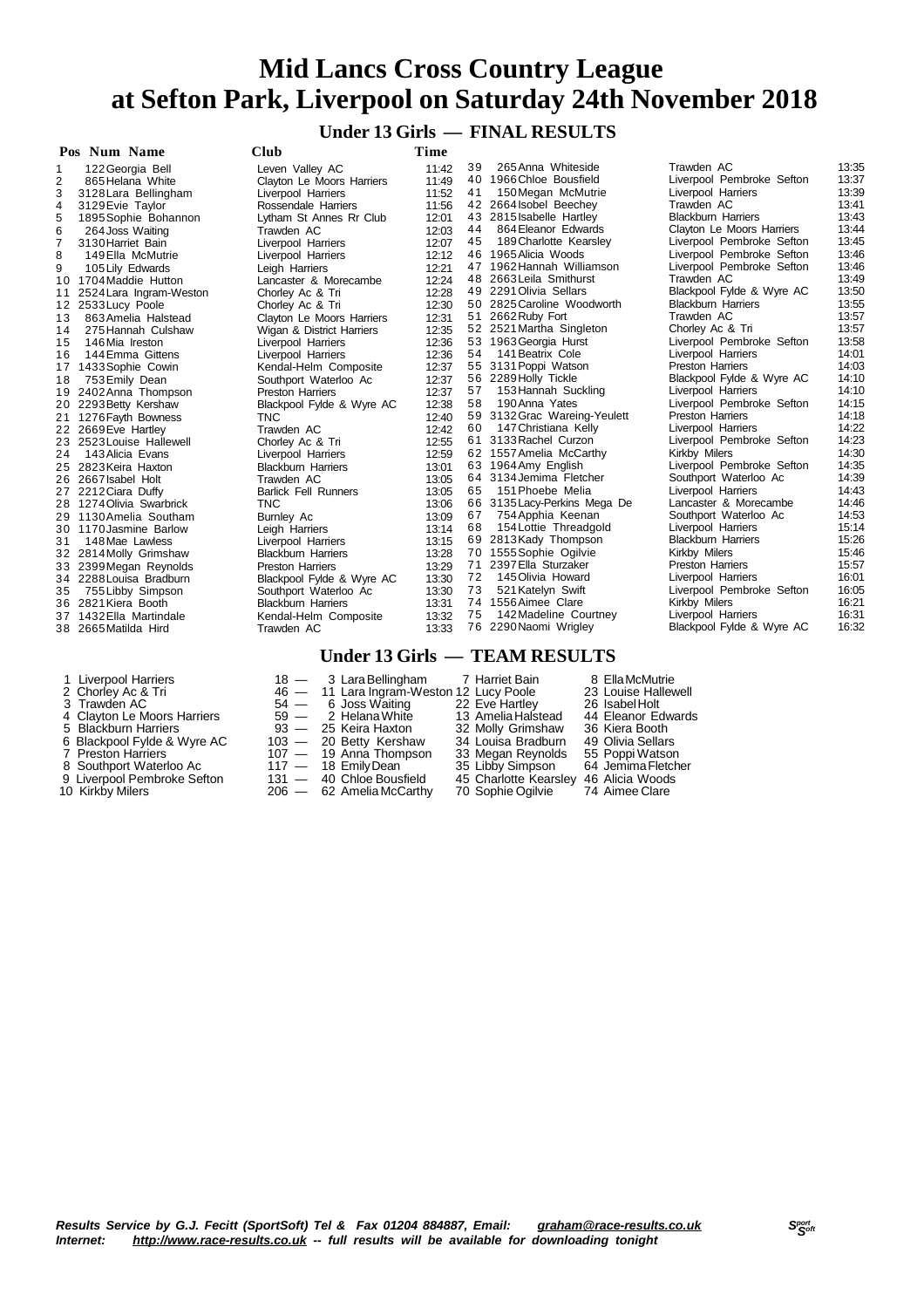# Mid Lancs Cross Country League
# at Sefton Park, Liverpool on Saturday 24th November 2018

## Under 13 Girls — FINAL RESULTS

| Pos | Num | Name | Club | Time |
|---|---|---|---|---|
| 1 | 122 | Georgia Bell | Leven Valley AC | 11:42 |
| 2 | 865 | Helana White | Clayton Le Moors Harriers | 11:49 |
| 3 | 3128 | Lara Bellingham | Liverpool Harriers | 11:52 |
| 4 | 3129 | Evie Taylor | Rossendale Harriers | 11:56 |
| 5 | 1895 | Sophie Bohannon | Lytham St Annes Rr Club | 12:01 |
| 6 | 264 | Joss Waiting | Trawden AC | 12:03 |
| 7 | 3130 | Harriet Bain | Liverpool Harriers | 12:07 |
| 8 | 149 | Ella McMutrie | Liverpool Harriers | 12:12 |
| 9 | 105 | Lily Edwards | Leigh Harriers | 12:21 |
| 10 | 1704 | Maddie Hutton | Lancaster & Morecambe | 12:24 |
| 11 | 2524 | Lara Ingram-Weston | Chorley Ac & Tri | 12:28 |
| 12 | 2533 | Lucy Poole | Chorley Ac & Tri | 12:30 |
| 13 | 863 | Amelia Halstead | Clayton Le Moors Harriers | 12:31 |
| 14 | 275 | Hannah Culshaw | Wigan & District Harriers | 12:35 |
| 15 | 146 | Mia Ireston | Liverpool Harriers | 12:36 |
| 16 | 144 | Emma Gittens | Liverpool Harriers | 12:36 |
| 17 | 1433 | Sophie Cowin | Kendal-Helm Composite | 12:37 |
| 18 | 753 | Emily Dean | Southport Waterloo Ac | 12:37 |
| 19 | 2402 | Anna Thompson | Preston Harriers | 12:37 |
| 20 | 2293 | Betty Kershaw | Blackpool Fylde & Wyre AC | 12:38 |
| 21 | 1276 | Fayth Bowness | TNC | 12:40 |
| 22 | 2669 | Eve Hartley | Trawden AC | 12:42 |
| 23 | 2523 | Louise Hallewell | Chorley Ac & Tri | 12:55 |
| 24 | 143 | Alicia Evans | Liverpool Harriers | 12:59 |
| 25 | 2823 | Keira Haxton | Blackburn Harriers | 13:01 |
| 26 | 2667 | Isabel Holt | Trawden AC | 13:05 |
| 27 | 2212 | Ciara Duffy | Barlick Fell Runners | 13:05 |
| 28 | 1274 | Olivia Swarbrick | TNC | 13:06 |
| 29 | 1130 | Amelia Southam | Burnley Ac | 13:09 |
| 30 | 1170 | Jasmine Barlow | Leigh Harriers | 13:14 |
| 31 | 148 | Mae Lawless | Liverpool Harriers | 13:15 |
| 32 | 2814 | Molly Grimshaw | Blackburn Harriers | 13:28 |
| 33 | 2399 | Megan Reynolds | Preston Harriers | 13:29 |
| 34 | 2288 | Louisa Bradburn | Blackpool Fylde & Wyre AC | 13:30 |
| 35 | 755 | Libby Simpson | Southport Waterloo Ac | 13:30 |
| 36 | 2821 | Kiera Booth | Blackburn Harriers | 13:31 |
| 37 | 1432 | Ella Martindale | Kendal-Helm Composite | 13:32 |
| 38 | 2665 | Matilda Hird | Trawden AC | 13:33 |
| 39 | 265 | Anna Whiteside | Trawden AC | 13:35 |
| 40 | 1966 | Chloe Bousfield | Liverpool Pembroke Sefton | 13:37 |
| 41 | 150 | Megan McMutrie | Liverpool Harriers | 13:39 |
| 42 | 2664 | Isobel Beechey | Trawden AC | 13:41 |
| 43 | 2815 | Isabelle Hartley | Blackburn Harriers | 13:43 |
| 44 | 864 | Eleanor Edwards | Clayton Le Moors Harriers | 13:44 |
| 45 | 189 | Charlotte Kearsley | Liverpool Pembroke Sefton | 13:45 |
| 46 | 1965 | Alicia Woods | Liverpool Pembroke Sefton | 13:46 |
| 47 | 1962 | Hannah Williamson | Liverpool Pembroke Sefton | 13:46 |
| 48 | 2663 | Leila Smithurst | Trawden AC | 13:49 |
| 49 | 2291 | Olivia Sellars | Blackpool Fylde & Wyre AC | 13:50 |
| 50 | 2825 | Caroline Woodworth | Blackburn Harriers | 13:55 |
| 51 | 2662 | Ruby Fort | Trawden AC | 13:57 |
| 52 | 2521 | Martha Singleton | Chorley Ac & Tri | 13:57 |
| 53 | 1963 | Georgia Hurst | Liverpool Pembroke Sefton | 13:58 |
| 54 | 141 | Beatrix Cole | Liverpool Harriers | 14:01 |
| 55 | 3131 | Poppi Watson | Preston Harriers | 14:03 |
| 56 | 2289 | Holly Tickle | Blackpool Fylde & Wyre AC | 14:10 |
| 57 | 153 | Hannah Suckling | Liverpool Harriers | 14:10 |
| 58 | 190 | Anna Yates | Liverpool Pembroke Sefton | 14:15 |
| 59 | 3132 | Grac Wareing-Yeulett | Preston Harriers | 14:18 |
| 60 | 147 | Christiana Kelly | Liverpool Harriers | 14:22 |
| 61 | 3133 | Rachel Curzon | Liverpool Pembroke Sefton | 14:23 |
| 62 | 1557 | Amelia McCarthy | Kirkby Milers | 14:30 |
| 63 | 1964 | Amy English | Liverpool Pembroke Sefton | 14:35 |
| 64 | 3134 | Jemima Fletcher | Southport Waterloo Ac | 14:39 |
| 65 | 151 | Phoebe Melia | Liverpool Harriers | 14:43 |
| 66 | 3135 | Lacy-Perkins Mega De | Lancaster & Morecambe | 14:46 |
| 67 | 754 | Apphia Keenan | Southport Waterloo Ac | 14:53 |
| 68 | 154 | Lottie Threadgold | Liverpool Harriers | 15:14 |
| 69 | 2813 | Kady Thompson | Blackburn Harriers | 15:26 |
| 70 | 1555 | Sophie Ogilvie | Kirkby Milers | 15:46 |
| 71 | 2397 | Ella Sturzaker | Preston Harriers | 15:57 |
| 72 | 145 | Olivia Howard | Liverpool Harriers | 16:01 |
| 73 | 521 | Katelyn Swift | Liverpool Pembroke Sefton | 16:05 |
| 74 | 1556 | Aimee Clare | Kirkby Milers | 16:21 |
| 75 | 142 | Madeline Courtney | Liverpool Harriers | 16:31 |
| 76 | 2290 | Naomi Wrigley | Blackpool Fylde & Wyre AC | 16:32 |

## Under 13 Girls — TEAM RESULTS

| Pos | Club | Points | Runner 1 | Runner 2 | Runner 3 |
|---|---|---|---|---|---|
| 1 | Liverpool Harriers | 18 | 3 Lara Bellingham | 7 Harriet Bain | 8 Ella McMutrie |
| 2 | Chorley Ac & Tri | 46 | 11 Lara Ingram-Weston | 12 Lucy Poole | 23 Louise Hallewell |
| 3 | Trawden AC | 54 | 6 Joss Waiting | 22 Eve Hartley | 26 Isabel Holt |
| 4 | Clayton Le Moors Harriers | 59 | 2 Helana White | 13 Amelia Halstead | 44 Eleanor Edwards |
| 5 | Blackburn Harriers | 93 | 25 Keira Haxton | 32 Molly Grimshaw | 36 Kiera Booth |
| 6 | Blackpool Fylde & Wyre AC | 103 | 20 Betty Kershaw | 34 Louisa Bradburn | 49 Olivia Sellars |
| 7 | Preston Harriers | 107 | 19 Anna Thompson | 33 Megan Reynolds | 55 Poppi Watson |
| 8 | Southport Waterloo Ac | 117 | 18 Emily Dean | 35 Libby Simpson | 64 Jemima Fletcher |
| 9 | Liverpool Pembroke Sefton | 131 | 40 Chloe Bousfield | 45 Charlotte Kearsley | 46 Alicia Woods |
| 10 | Kirkby Milers | 206 | 62 Amelia McCarthy | 70 Sophie Ogilvie | 74 Aimee Clare |

*Results Service by G.J. Fecitt (SportSoft) Tel & Fax 01204 884887, Email: graham@race-results.co.uk*
*Internet: http://www.race-results.co.uk -- full results will be available for downloading tonight*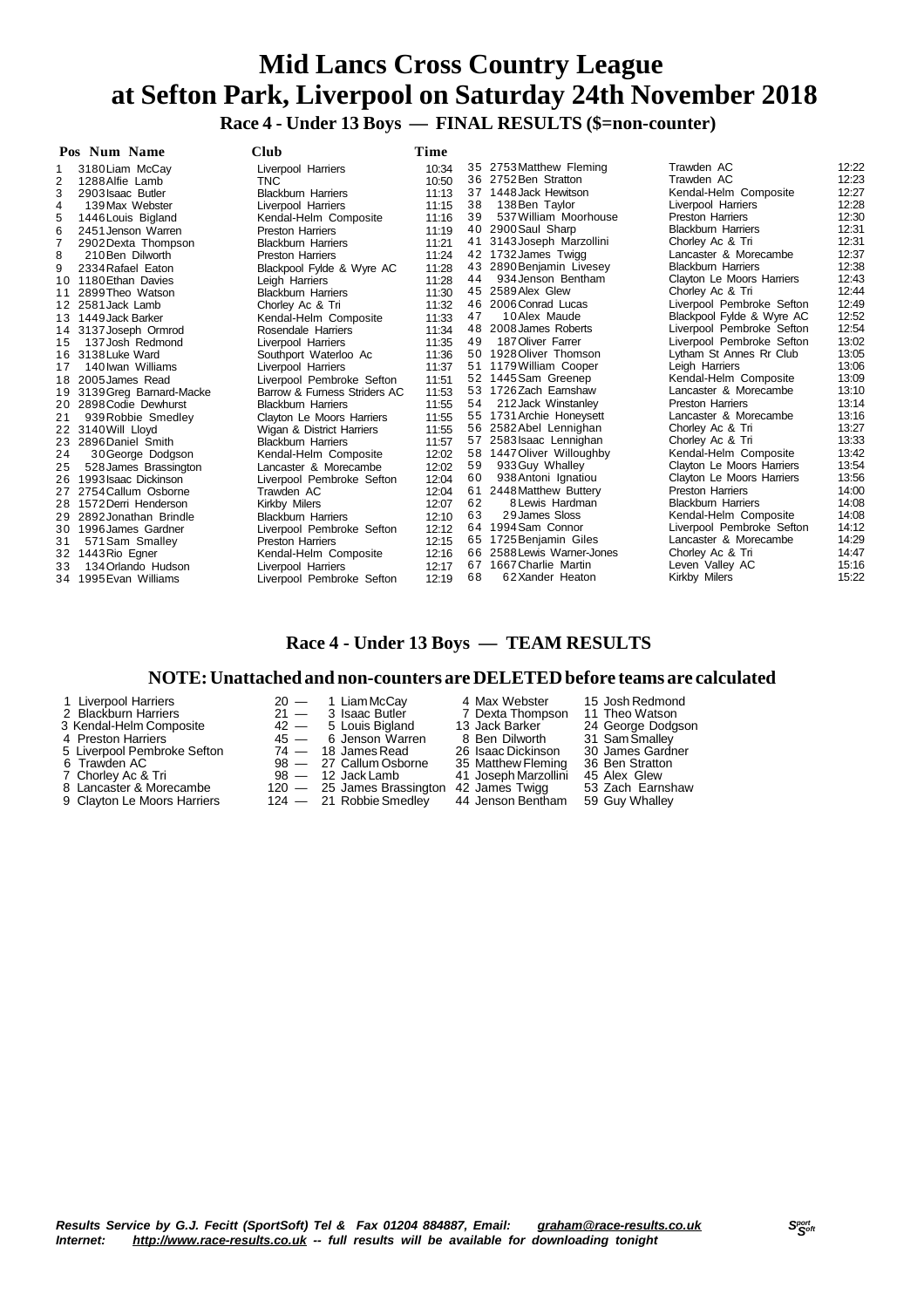# Mid Lancs Cross Country League at Sefton Park, Liverpool on Saturday 24th November 2018

## Race 4 - Under 13 Boys — FINAL RESULTS ($=non-counter)

| Pos | Num | Name | Club | Time |
|---|---|---|---|---|
| 1 | 3180 | Liam McCay | Liverpool Harriers | 10:34 |
| 2 | 1288 | Alfie Lamb | TNC | 10:50 |
| 3 | 2903 | Isaac Butler | Blackburn Harriers | 11:13 |
| 4 | 139 | Max Webster | Liverpool Harriers | 11:15 |
| 5 | 1446 | Louis Bigland | Kendal-Helm Composite | 11:16 |
| 6 | 2451 | Jenson Warren | Preston Harriers | 11:19 |
| 7 | 2902 | Dexta Thompson | Blackburn Harriers | 11:21 |
| 8 | 210 | Ben Dilworth | Preston Harriers | 11:24 |
| 9 | 2334 | Rafael Eaton | Blackpool Fylde & Wyre AC | 11:28 |
| 10 | 1180 | Ethan Davies | Leigh Harriers | 11:28 |
| 11 | 2899 | Theo Watson | Blackburn Harriers | 11:30 |
| 12 | 2581 | Jack Lamb | Chorley Ac & Tri | 11:32 |
| 13 | 1449 | Jack Barker | Kendal-Helm Composite | 11:33 |
| 14 | 3137 | Joseph Ormrod | Rosendale Harriers | 11:34 |
| 15 | 137 | Josh Redmond | Liverpool Harriers | 11:35 |
| 16 | 3138 | Luke Ward | Southport Waterloo Ac | 11:36 |
| 17 | 140 | Iwan Williams | Liverpool Harriers | 11:37 |
| 18 | 2005 | James Read | Liverpool Pembroke Sefton | 11:51 |
| 19 | 3139 | Greg Barnard-Macke | Barrow & Furness Striders AC | 11:53 |
| 20 | 2898 | Codie Dewhurst | Blackburn Harriers | 11:55 |
| 21 | 939 | Robbie Smedley | Clayton Le Moors Harriers | 11:55 |
| 22 | 3140 | Will Lloyd | Wigan & District Harriers | 11:55 |
| 23 | 2896 | Daniel Smith | Blackburn Harriers | 11:57 |
| 24 | 30 | George Dodgson | Kendal-Helm Composite | 12:02 |
| 25 | 528 | James Brassington | Lancaster & Morecambe | 12:02 |
| 26 | 1993 | Isaac Dickinson | Liverpool Pembroke Sefton | 12:04 |
| 27 | 2754 | Callum Osborne | Trawden AC | 12:04 |
| 28 | 1572 | Derri Henderson | Kirkby Milers | 12:07 |
| 29 | 2892 | Jonathan Brindle | Blackburn Harriers | 12:10 |
| 30 | 1996 | James Gardner | Liverpool Pembroke Sefton | 12:12 |
| 31 | 571 | Sam Smalley | Preston Harriers | 12:15 |
| 32 | 1443 | Rio Egner | Kendal-Helm Composite | 12:16 |
| 33 | 134 | Orlando Hudson | Liverpool Harriers | 12:17 |
| 34 | 1995 | Evan Williams | Liverpool Pembroke Sefton | 12:19 |
| 35 | 2753 | Matthew Fleming | Trawden AC | 12:22 |
| 36 | 2752 | Ben Stratton | Trawden AC | 12:23 |
| 37 | 1448 | Jack Hewitson | Kendal-Helm Composite | 12:27 |
| 38 | 138 | Ben Taylor | Liverpool Harriers | 12:28 |
| 39 | 537 | William Moorhouse | Preston Harriers | 12:30 |
| 40 | 2900 | Saul Sharp | Blackburn Harriers | 12:31 |
| 41 | 3143 | Joseph Marzollini | Chorley Ac & Tri | 12:31 |
| 42 | 1732 | James Twigg | Lancaster & Morecambe | 12:37 |
| 43 | 2890 | Benjamin Livesey | Blackburn Harriers | 12:38 |
| 44 | 934 | Jenson Bentham | Clayton Le Moors Harriers | 12:43 |
| 45 | 2589 | Alex Glew | Chorley Ac & Tri | 12:44 |
| 46 | 2006 | Conrad Lucas | Liverpool Pembroke Sefton | 12:49 |
| 47 | 10 | Alex Maude | Blackpool Fylde & Wyre AC | 12:52 |
| 48 | 2008 | James Roberts | Liverpool Pembroke Sefton | 12:54 |
| 49 | 187 | Oliver Farrer | Liverpool Pembroke Sefton | 13:02 |
| 50 | 1928 | Oliver Thomson | Lytham St Annes Rr Club | 13:05 |
| 51 | 1179 | William Cooper | Leigh Harriers | 13:06 |
| 52 | 1445 | Sam Greenep | Kendal-Helm Composite | 13:09 |
| 53 | 1726 | Zach Earnshaw | Lancaster & Morecambe | 13:10 |
| 54 | 212 | Jack Winstanley | Preston Harriers | 13:14 |
| 55 | 1731 | Archie Honeysett | Lancaster & Morecambe | 13:16 |
| 56 | 2582 | Abel Lennighan | Chorley Ac & Tri | 13:27 |
| 57 | 2583 | Isaac Lennighan | Chorley Ac & Tri | 13:33 |
| 58 | 1447 | Oliver Willoughby | Kendal-Helm Composite | 13:42 |
| 59 | 933 | Guy Whalley | Clayton Le Moors Harriers | 13:54 |
| 60 | 938 | Antoni Ignatiou | Clayton Le Moors Harriers | 13:56 |
| 61 | 2448 | Matthew Buttery | Preston Harriers | 14:00 |
| 62 | 8 | Lewis Hardman | Blackburn Harriers | 14:08 |
| 63 | 29 | James Sloss | Kendal-Helm Composite | 14:08 |
| 64 | 1994 | Sam Connor | Liverpool Pembroke Sefton | 14:12 |
| 65 | 1725 | Benjamin Giles | Lancaster & Morecambe | 14:29 |
| 66 | 2588 | Lewis Warner-Jones | Chorley Ac & Tri | 14:47 |
| 67 | 1667 | Charlie Martin | Leven Valley AC | 15:16 |
| 68 | 62 | Xander Heaton | Kirkby Milers | 15:22 |

## Race 4 - Under 13 Boys — TEAM RESULTS

### NOTE: Unattached and non-counters are DELETED before teams are calculated

| Pos | Team | Points | 1st | 2nd | 3rd |
|---|---|---|---|---|---|
| 1 | Liverpool Harriers | 20 | 1 Liam McCay | 4 Max Webster | 15 Josh Redmond |
| 2 | Blackburn Harriers | 21 | 3 Isaac Butler | 7 Dexta Thompson | 11 Theo Watson |
| 3 | Kendal-Helm Composite | 42 | 5 Louis Bigland | 13 Jack Barker | 24 George Dodgson |
| 4 | Preston Harriers | 45 | 6 Jenson Warren | 8 Ben Dilworth | 31 Sam Smalley |
| 5 | Liverpool Pembroke Sefton | 74 | 18 James Read | 26 Isaac Dickinson | 30 James Gardner |
| 6 | Trawden AC | 98 | 27 Callum Osborne | 35 Matthew Fleming | 36 Ben Stratton |
| 7 | Chorley Ac & Tri | 98 | 12 Jack Lamb | 41 Joseph Marzollini | 45 Alex Glew |
| 8 | Lancaster & Morecambe | 120 | 25 James Brassington | 42 James Twigg | 53 Zach Earnshaw |
| 9 | Clayton Le Moors Harriers | 124 | 21 Robbie Smedley | 44 Jenson Bentham | 59 Guy Whalley |

*Results Service by G.J. Fecitt (SportSoft) Tel & Fax 01204 884887, Email: graham@race-results.co.uk*
*Internet: http://www.race-results.co.uk -- full results will be available for downloading tonight*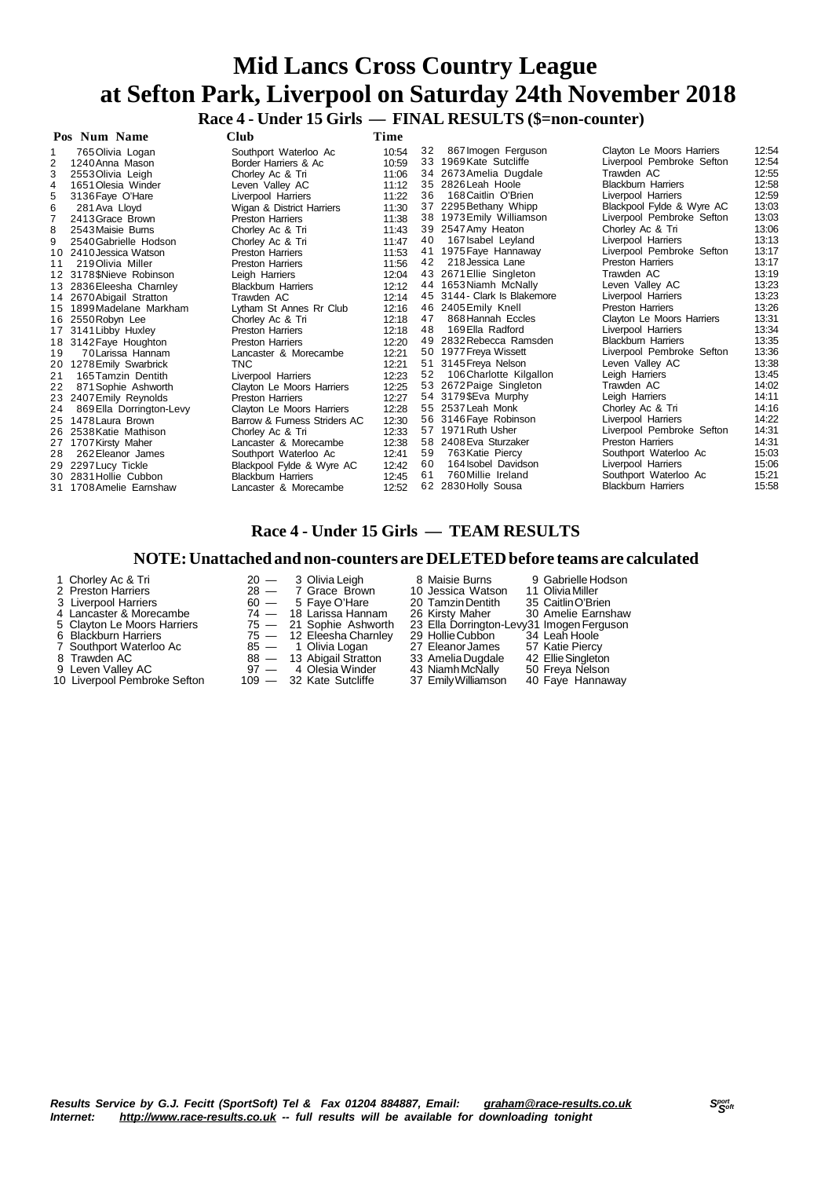# Mid Lancs Cross Country League
# at Sefton Park, Liverpool on Saturday 24th November 2018

## Race 4 - Under 15 Girls — FINAL RESULTS ($=non-counter)

| Pos | Num | Name | Club | Time |
|---|---|---|---|---|
| 1 | 765 | Olivia Logan | Southport Waterloo Ac | 10:54 |
| 2 | 1240 | Anna Mason | Border Harriers & Ac | 10:59 |
| 3 | 2553 | Olivia Leigh | Chorley Ac & Tri | 11:06 |
| 4 | 1651 | Olesia Winder | Leven Valley AC | 11:12 |
| 5 | 3136 | Faye O'Hare | Liverpool Harriers | 11:22 |
| 6 | 281 | Ava Lloyd | Wigan & District Harriers | 11:30 |
| 7 | 2413 | Grace Brown | Preston Harriers | 11:38 |
| 8 | 2543 | Maisie Burns | Chorley Ac & Tri | 11:43 |
| 9 | 2540 | Gabrielle Hodson | Chorley Ac & Tri | 11:47 |
| 10 | 2410 | Jessica Watson | Preston Harriers | 11:53 |
| 11 | 219 | Olivia Miller | Preston Harriers | 11:56 |
| 12 | 3178 | $Nieve Robinson | Leigh Harriers | 12:04 |
| 13 | 2836 | Eleesha Charnley | Blackburn Harriers | 12:12 |
| 14 | 2670 | Abigail Stratton | Trawden AC | 12:14 |
| 15 | 1899 | Madelane Markham | Lytham St Annes Rr Club | 12:16 |
| 16 | 2550 | Robyn Lee | Chorley Ac & Tri | 12:18 |
| 17 | 3141 | Libby Huxley | Preston Harriers | 12:18 |
| 18 | 3142 | Faye Houghton | Preston Harriers | 12:20 |
| 19 | 70 | Larissa Hannam | Lancaster & Morecambe | 12:21 |
| 20 | 1278 | Emily Swarbrick | TNC | 12:21 |
| 21 | 165 | Tamzin Dentith | Liverpool Harriers | 12:23 |
| 22 | 871 | Sophie Ashworth | Clayton Le Moors Harriers | 12:25 |
| 23 | 2407 | Emily Reynolds | Preston Harriers | 12:27 |
| 24 | 869 | Ella Dorrington-Levy | Clayton Le Moors Harriers | 12:28 |
| 25 | 1478 | Laura Brown | Barrow & Furness Striders AC | 12:30 |
| 26 | 2538 | Katie Mathison | Chorley Ac & Tri | 12:33 |
| 27 | 1707 | Kirsty Maher | Lancaster & Morecambe | 12:38 |
| 28 | 262 | Eleanor James | Southport Waterloo Ac | 12:41 |
| 29 | 2297 | Lucy Tickle | Blackpool Fylde & Wyre AC | 12:42 |
| 30 | 2831 | Hollie Cubbon | Blackburn Harriers | 12:45 |
| 31 | 1708 | Amelie Earnshaw | Lancaster & Morecambe | 12:52 |
| 32 | 867 | Imogen Ferguson | Clayton Le Moors Harriers | 12:54 |
| 33 | 1969 | Kate Sutcliffe | Liverpool Pembroke Sefton | 12:54 |
| 34 | 2673 | Amelia Dugdale | Trawden AC | 12:55 |
| 35 | 2826 | Leah Hoole | Blackburn Harriers | 12:58 |
| 36 | 168 | Caitlin O'Brien | Liverpool Harriers | 12:59 |
| 37 | 2295 | Bethany Whipp | Blackpool Fylde & Wyre AC | 13:03 |
| 38 | 1973 | Emily Williamson | Liverpool Pembroke Sefton | 13:03 |
| 39 | 2547 | Amy Heaton | Chorley Ac & Tri | 13:06 |
| 40 | 167 | Isabel Leyland | Liverpool Harriers | 13:13 |
| 41 | 1975 | Faye Hannaway | Liverpool Pembroke Sefton | 13:17 |
| 42 | 218 | Jessica Lane | Preston Harriers | 13:17 |
| 43 | 2671 | Ellie Singleton | Trawden AC | 13:19 |
| 44 | 1653 | Niamh McNally | Leven Valley AC | 13:23 |
| 45 | 3144 | - Clark Is Blakemore | Liverpool Harriers | 13:23 |
| 46 | 2405 | Emily Knell | Preston Harriers | 13:26 |
| 47 | 868 | Hannah Eccles | Clayton Le Moors Harriers | 13:31 |
| 48 | 169 | Ella Radford | Liverpool Harriers | 13:34 |
| 49 | 2832 | Rebecca Ramsden | Blackburn Harriers | 13:35 |
| 50 | 1977 | Freya Wissett | Liverpool Pembroke Sefton | 13:36 |
| 51 | 3145 | Freya Nelson | Leven Valley AC | 13:38 |
| 52 | 106 | Charlotte Kilgallon | Leigh Harriers | 13:45 |
| 53 | 2672 | Paige Singleton | Trawden AC | 14:02 |
| 54 | 3179 | $Eva Murphy | Leigh Harriers | 14:11 |
| 55 | 2537 | Leah Monk | Chorley Ac & Tri | 14:16 |
| 56 | 3146 | Faye Robinson | Liverpool Harriers | 14:22 |
| 57 | 1971 | Ruth Usher | Liverpool Pembroke Sefton | 14:31 |
| 58 | 2408 | Eva Sturzaker | Preston Harriers | 14:31 |
| 59 | 763 | Katie Piercy | Southport Waterloo Ac | 15:03 |
| 60 | 164 | Isobel Davidson | Liverpool Harriers | 15:06 |
| 61 | 760 | Millie Ireland | Southport Waterloo Ac | 15:21 |
| 62 | 2830 | Holly Sousa | Blackburn Harriers | 15:58 |

## Race 4 - Under 15 Girls — TEAM RESULTS

### NOTE: Unattached and non-counters are DELETED before teams are calculated

| Pos | Team | Points | 1st | 2nd | 3rd | 4th |
|---|---|---|---|---|---|---|
| 1 | Chorley Ac & Tri | 20 | 3 Olivia Leigh | 8 Maisie Burns | 9 Gabrielle Hodson | |
| 2 | Preston Harriers | 28 | 7 Grace Brown | 10 Jessica Watson | 11 Olivia Miller | |
| 3 | Liverpool Harriers | 60 | 5 Faye O'Hare | 20 Tamzin Dentith | 35 Caitlin O'Brien | |
| 4 | Lancaster & Morecambe | 74 | 18 Larissa Hannam | 26 Kirsty Maher | 30 Amelie Earnshaw | |
| 5 | Clayton Le Moors Harriers | 75 | 21 Sophie Ashworth | 23 Ella Dorrington-Levy | 31 Imogen Ferguson | |
| 6 | Blackburn Harriers | 75 | 12 Eleesha Charnley | 29 Hollie Cubbon | 34 Leah Hoole | |
| 7 | Southport Waterloo Ac | 85 | 1 Olivia Logan | 27 Eleanor James | 57 Katie Piercy | |
| 8 | Trawden AC | 88 | 13 Abigail Stratton | 33 Amelia Dugdale | 42 Ellie Singleton | |
| 9 | Leven Valley AC | 97 | 4 Olesia Winder | 43 Niamh McNally | 50 Freya Nelson | |
| 10 | Liverpool Pembroke Sefton | 109 | 32 Kate Sutcliffe | 37 Emily Williamson | 40 Faye Hannaway | |

*Results Service by G.J. Fecitt (SportSoft) Tel & Fax 01204 884887, Email: graham@race-results.co.uk*
*Internet: http://www.race-results.co.uk -- full results will be available for downloading tonight*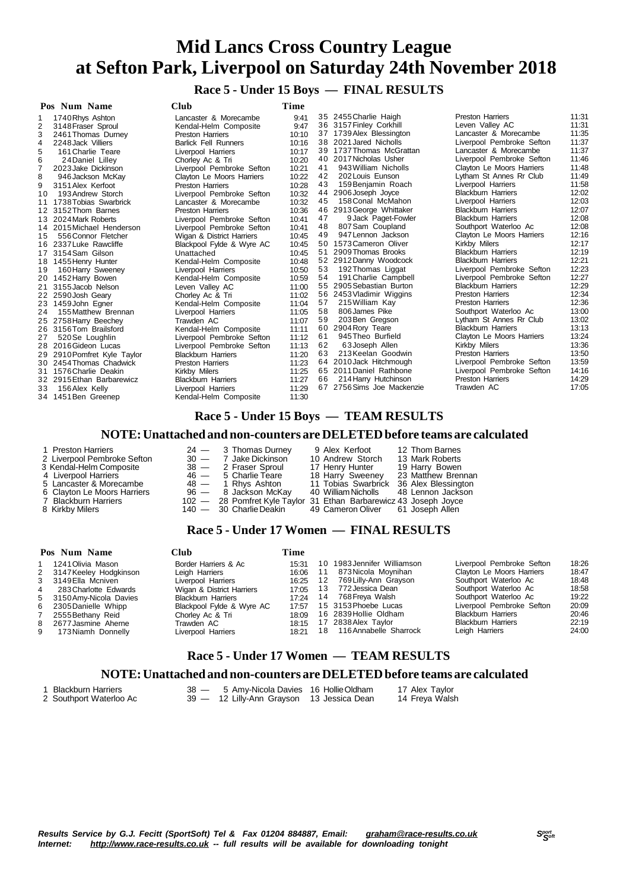# Mid Lancs Cross Country League
# at Sefton Park, Liverpool on Saturday 24th November 2018

## Race 5 - Under 15 Boys — FINAL RESULTS

| Pos | Num | Name | Club | Time |
|---|---|---|---|---|
| 1 | 1740 | Rhys Ashton | Lancaster & Morecambe | 9:41 |
| 2 | 3148 | Fraser Sproul | Kendal-Helm Composite | 9:47 |
| 3 | 2461 | Thomas Durney | Preston Harriers | 10:10 |
| 4 | 2248 | Jack Villiers | Barlick Fell Runners | 10:16 |
| 5 | 161 | Charlie Teare | Liverpool Harriers | 10:17 |
| 6 | 24 | Daniel Lilley | Chorley Ac & Tri | 10:20 |
| 7 | 2023 | Jake Dickinson | Liverpool Pembroke Sefton | 10:21 |
| 8 | 946 | Jackson McKay | Clayton Le Moors Harriers | 10:22 |
| 9 | 3151 | Alex Kerfoot | Preston Harriers | 10:28 |
| 10 | 193 | Andrew Storch | Liverpool Pembroke Sefton | 10:32 |
| 11 | 1738 | Tobias Swarbrick | Lancaster & Morecambe | 10:32 |
| 12 | 3152 | Thom Barnes | Preston Harriers | 10:36 |
| 13 | 2024 | Mark Roberts | Liverpool Pembroke Sefton | 10:41 |
| 14 | 2015 | Michael Henderson | Liverpool Pembroke Sefton | 10:41 |
| 15 | 556 | Connor Fletcher | Wigan & District Harriers | 10:45 |
| 16 | 2337 | Luke Rawcliffe | Blackpool Fylde & Wyre AC | 10:45 |
| 17 | 3154 | Sam Gilson | Unattached | 10:45 |
| 18 | 1455 | Henry Hunter | Kendal-Helm Composite | 10:48 |
| 19 | 160 | Harry Sweeney | Liverpool Harriers | 10:50 |
| 20 | 1452 | Harry Bowen | Kendal-Helm Composite | 10:59 |
| 21 | 3155 | Jacob Nelson | Leven Valley AC | 11:00 |
| 22 | 2590 | Josh Geary | Chorley Ac & Tri | 11:02 |
| 23 | 1459 | John Egner | Kendal-Helm Composite | 11:04 |
| 24 | 155 | Matthew Brennan | Liverpool Harriers | 11:05 |
| 25 | 2758 | Harry Beechey | Trawden AC | 11:07 |
| 26 | 3156 | Tom Brailsford | Kendal-Helm Composite | 11:11 |
| 27 | 520 | Se Loughlin | Liverpool Pembroke Sefton | 11:12 |
| 28 | 2016 | Gideon Lucas | Liverpool Pembroke Sefton | 11:13 |
| 29 | 2910 | Pomfret Kyle Taylor | Blackburn Harriers | 11:20 |
| 30 | 2454 | Thomas Chadwick | Preston Harriers | 11:23 |
| 31 | 1576 | Charlie Deakin | Kirkby Milers | 11:25 |
| 32 | 2915 | Ethan Barbarewicz | Blackburn Harriers | 11:27 |
| 33 | 156 | Alex Kelly | Liverpool Harriers | 11:29 |
| 34 | 1451 | Ben Greenep | Kendal-Helm Composite | 11:30 |
| 35 | 2455 | Charlie Haigh | Preston Harriers | 11:31 |
| 36 | 3157 | Finley Corkhill | Leven Valley AC | 11:31 |
| 37 | 1739 | Alex Blessington | Lancaster & Morecambe | 11:35 |
| 38 | 2021 | Jared Nicholls | Liverpool Pembroke Sefton | 11:37 |
| 39 | 1737 | Thomas McGrattan | Lancaster & Morecambe | 11:37 |
| 40 | 2017 | Nicholas Usher | Liverpool Pembroke Sefton | 11:46 |
| 41 | 943 | William Nicholls | Clayton Le Moors Harriers | 11:48 |
| 42 | 202 | Louis Eunson | Lytham St Annes Rr Club | 11:49 |
| 43 | 159 | Benjamin Roach | Liverpool Harriers | 11:58 |
| 44 | 2906 | Joseph Joyce | Blackburn Harriers | 12:02 |
| 45 | 158 | Conal McMahon | Liverpool Harriers | 12:03 |
| 46 | 2913 | George Whittaker | Blackburn Harriers | 12:07 |
| 47 | 9 | Jack Paget-Fowler | Blackburn Harriers | 12:08 |
| 48 | 807 | Sam Coupland | Southport Waterloo Ac | 12:08 |
| 49 | 947 | Lennon Jackson | Clayton Le Moors Harriers | 12:16 |
| 50 | 1573 | Cameron Oliver | Kirkby Milers | 12:17 |
| 51 | 2909 | Thomas Brooks | Blackburn Harriers | 12:19 |
| 52 | 2912 | Danny Woodcock | Blackburn Harriers | 12:21 |
| 53 | 192 | Thomas Liggat | Liverpool Pembroke Sefton | 12:23 |
| 54 | 191 | Charlie Campbell | Liverpool Pembroke Sefton | 12:27 |
| 55 | 2905 | Sebastian Burton | Blackburn Harriers | 12:29 |
| 56 | 2453 | Vladimir Wiggins | Preston Harriers | 12:34 |
| 57 | 215 | William Kay | Preston Harriers | 12:36 |
| 58 | 806 | James Pike | Southport Waterloo Ac | 13:00 |
| 59 | 203 | Ben Gregson | Lytham St Annes Rr Club | 13:02 |
| 60 | 2904 | Rory Teare | Blackburn Harriers | 13:13 |
| 61 | 945 | Theo Burfield | Clayton Le Moors Harriers | 13:24 |
| 62 | 63 | Joseph Allen | Kirkby Milers | 13:36 |
| 63 | 213 | Keelan Goodwin | Preston Harriers | 13:50 |
| 64 | 2010 | Jack Hitchmough | Liverpool Pembroke Sefton | 13:59 |
| 65 | 2011 | Daniel Rathbone | Liverpool Pembroke Sefton | 14:16 |
| 66 | 214 | Harry Hutchinson | Preston Harriers | 14:29 |
| 67 | 2756 | Sims Joe Mackenzie | Trawden AC | 17:05 |

## Race 5 - Under 15 Boys — TEAM RESULTS

### NOTE: Unattached and non-counters are DELETED before teams are calculated

| Pos | Team | Points | Runner 1 | Runner 2 | Runner 3 |
|---|---|---|---|---|---|
| 1 | Preston Harriers | 24 | 3 Thomas Durney | 9 Alex Kerfoot | 12 Thom Barnes |
| 2 | Liverpool Pembroke Sefton | 30 | 7 Jake Dickinson | 10 Andrew Storch | 13 Mark Roberts |
| 3 | Kendal-Helm Composite | 38 | 2 Fraser Sproul | 17 Henry Hunter | 19 Harry Bowen |
| 4 | Liverpool Harriers | 46 | 5 Charlie Teare | 18 Harry Sweeney | 23 Matthew Brennan |
| 5 | Lancaster & Morecambe | 48 | 1 Rhys Ashton | 11 Tobias Swarbrick | 36 Alex Blessington |
| 6 | Clayton Le Moors Harriers | 96 | 8 Jackson McKay | 40 William Nicholls | 48 Lennon Jackson |
| 7 | Blackburn Harriers | 102 | 28 Pomfret Kyle Taylor | 31 Ethan Barbarewicz | 43 Joseph Joyce |
| 8 | Kirkby Milers | 140 | 30 Charlie Deakin | 49 Cameron Oliver | 61 Joseph Allen |

## Race 5 - Under 17 Women — FINAL RESULTS

| Pos | Num | Name | Club | Time |
|---|---|---|---|---|
| 1 | 1241 | Olivia Mason | Border Harriers & Ac | 15:31 |
| 2 | 3147 | Keeley Hodgkinson | Leigh Harriers | 16:06 |
| 3 | 3149 | Ella Mcniven | Liverpool Harriers | 16:25 |
| 4 | 283 | Charlotte Edwards | Wigan & District Harriers | 17:05 |
| 5 | 3150 | Amy-Nicola Davies | Blackburn Harriers | 17:24 |
| 6 | 2305 | Danielle Whipp | Blackpool Fylde & Wyre AC | 17:57 |
| 7 | 2555 | Bethany Reid | Chorley Ac & Tri | 18:09 |
| 8 | 2677 | Jasmine Aherne | Trawden AC | 18:15 |
| 9 | 173 | Niamh Donnelly | Liverpool Harriers | 18:21 |
| 10 | 1983 | Jennifer Williamson | Liverpool Pembroke Sefton | 18:26 |
| 11 | 873 | Nicola Moynihan | Clayton Le Moors Harriers | 18:47 |
| 12 | 769 | Lilly-Ann Grayson | Southport Waterloo Ac | 18:48 |
| 13 | 772 | Jessica Dean | Southport Waterloo Ac | 18:58 |
| 14 | 768 | Freya Walsh | Southport Waterloo Ac | 19:22 |
| 15 | 3153 | Phoebe Lucas | Liverpool Pembroke Sefton | 20:09 |
| 16 | 2839 | Hollie Oldham | Blackburn Harriers | 20:46 |
| 17 | 2838 | Alex Taylor | Blackburn Harriers | 22:19 |
| 18 | 116 | Annabelle Sharrock | Leigh Harriers | 24:00 |

## Race 5 - Under 17 Women — TEAM RESULTS

### NOTE: Unattached and non-counters are DELETED before teams are calculated

| Pos | Team | Points | Runner 1 | Runner 2 | Runner 3 |
|---|---|---|---|---|---|
| 1 | Blackburn Harriers | 38 | 5 Amy-Nicola Davies | 16 Hollie Oldham | 17 Alex Taylor |
| 2 | Southport Waterloo Ac | 39 | 12 Lilly-Ann Grayson | 13 Jessica Dean | 14 Freya Walsh |

*Results Service by G.J. Fecitt (SportSoft) Tel & Fax 01204 884887, Email: graham@race-results.co.uk*
*Internet: http://www.race-results.co.uk -- full results will be available for downloading tonight*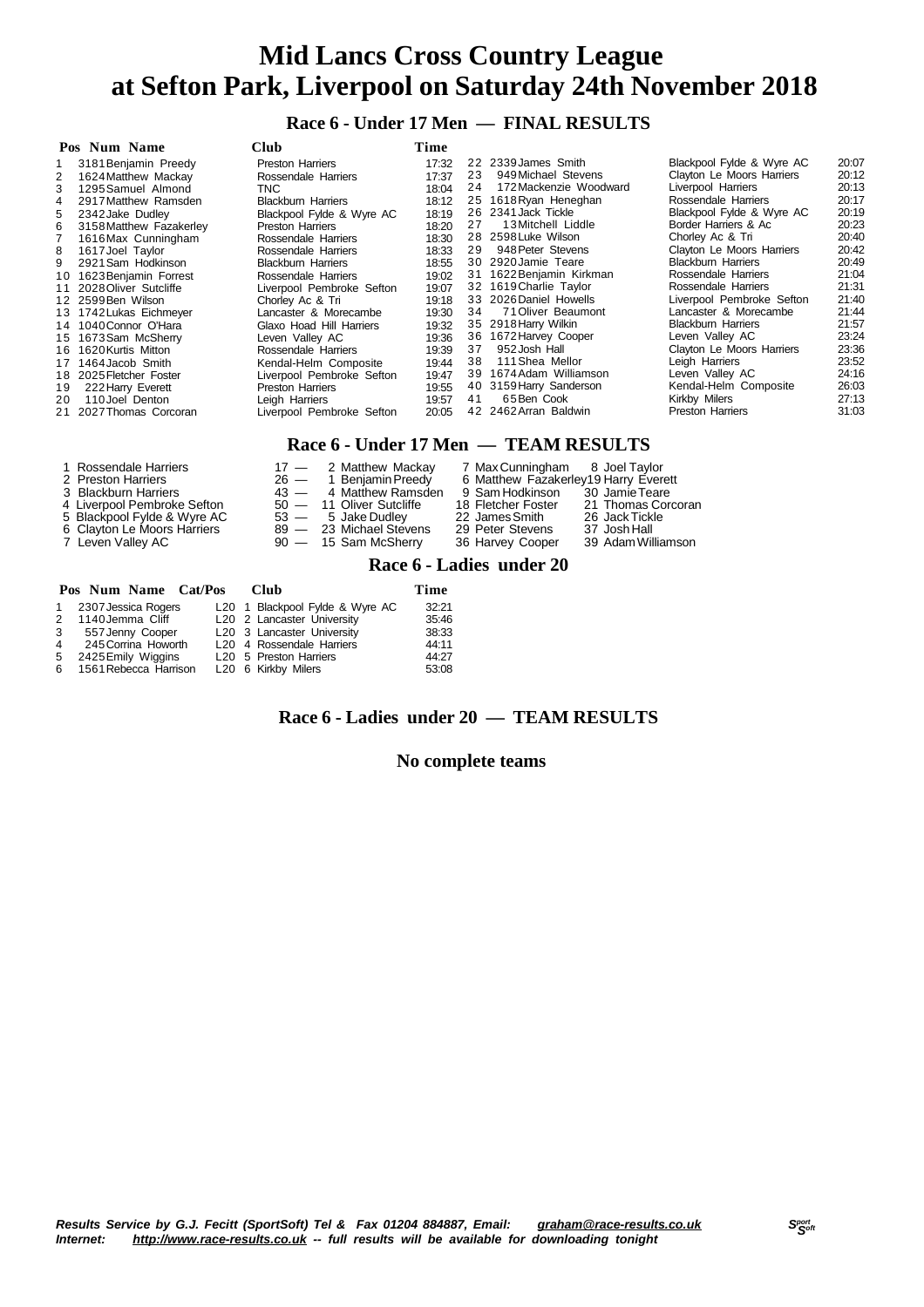# Mid Lancs Cross Country League
# at Sefton Park, Liverpool on Saturday 24th November 2018

## Race 6 - Under 17 Men — FINAL RESULTS

| Pos | Num | Name | Club | Time |
|---|---|---|---|---|
| 1 | 3181 | Benjamin Preedy | Preston Harriers | 17:32 |
| 2 | 1624 | Matthew Mackay | Rossendale Harriers | 17:37 |
| 3 | 1295 | Samuel Almond | TNC | 18:04 |
| 4 | 2917 | Matthew Ramsden | Blackburn Harriers | 18:12 |
| 5 | 2342 | Jake Dudley | Blackpool Fylde & Wyre AC | 18:19 |
| 6 | 3158 | Matthew Fazakerley | Preston Harriers | 18:20 |
| 7 | 1616 | Max Cunningham | Rossendale Harriers | 18:30 |
| 8 | 1617 | Joel Taylor | Rossendale Harriers | 18:33 |
| 9 | 2921 | Sam Hodkinson | Blackburn Harriers | 18:55 |
| 10 | 1623 | Benjamin Forrest | Rossendale Harriers | 19:02 |
| 11 | 2028 | Oliver Sutcliffe | Liverpool Pembroke Sefton | 19:07 |
| 12 | 2599 | Ben Wilson | Chorley Ac & Tri | 19:18 |
| 13 | 1742 | Lukas Eichmeyer | Lancaster & Morecambe | 19:30 |
| 14 | 1040 | Connor O'Hara | Glaxo Hoad Hill Harriers | 19:32 |
| 15 | 1673 | Sam McSherry | Leven Valley AC | 19:36 |
| 16 | 1620 | Kurtis Mitton | Rossendale Harriers | 19:39 |
| 17 | 1464 | Jacob Smith | Kendal-Helm Composite | 19:44 |
| 18 | 2025 | Fletcher Foster | Liverpool Pembroke Sefton | 19:47 |
| 19 | 222 | Harry Everett | Preston Harriers | 19:55 |
| 20 | 110 | Joel Denton | Leigh Harriers | 19:57 |
| 21 | 2027 | Thomas Corcoran | Liverpool Pembroke Sefton | 20:05 |
| 22 | 2339 | James Smith | Blackpool Fylde & Wyre AC | 20:07 |
| 23 | 949 | Michael Stevens | Clayton Le Moors Harriers | 20:12 |
| 24 | 172 | Mackenzie Woodward | Liverpool Harriers | 20:13 |
| 25 | 1618 | Ryan Heneghan | Rossendale Harriers | 20:17 |
| 26 | 2341 | Jack Tickle | Blackpool Fylde & Wyre AC | 20:19 |
| 27 | 13 | Mitchell Liddle | Border Harriers & Ac | 20:23 |
| 28 | 2598 | Luke Wilson | Chorley Ac & Tri | 20:40 |
| 29 | 948 | Peter Stevens | Clayton Le Moors Harriers | 20:42 |
| 30 | 2920 | Jamie Teare | Blackburn Harriers | 20:49 |
| 31 | 1622 | Benjamin Kirkman | Rossendale Harriers | 21:04 |
| 32 | 1619 | Charlie Taylor | Rossendale Harriers | 21:31 |
| 33 | 2026 | Daniel Howells | Liverpool Pembroke Sefton | 21:40 |
| 34 | 71 | Oliver Beaumont | Lancaster & Morecambe | 21:44 |
| 35 | 2918 | Harry Wilkin | Blackburn Harriers | 21:57 |
| 36 | 1672 | Harvey Cooper | Leven Valley AC | 23:24 |
| 37 | 952 | Josh Hall | Clayton Le Moors Harriers | 23:36 |
| 38 | 111 | Shea Mellor | Leigh Harriers | 23:52 |
| 39 | 1674 | Adam Williamson | Leven Valley AC | 24:16 |
| 40 | 3159 | Harry Sanderson | Kendal-Helm Composite | 26:03 |
| 41 | 65 | Ben Cook | Kirkby Milers | 27:13 |
| 42 | 2462 | Arran Baldwin | Preston Harriers | 31:03 |

## Race 6 - Under 17 Men — TEAM RESULTS

| Pos | Team | Points | | | |
|---|---|---|---|---|---|
| 1 | Rossendale Harriers | 17 — | 2 Matthew Mackay | 7 Max Cunningham | 8 Joel Taylor |
| 2 | Preston Harriers | 26 — | 1 Benjamin Preedy | 6 Matthew Fazakerley | 19 Harry Everett |
| 3 | Blackburn Harriers | 43 — | 4 Matthew Ramsden | 9 Sam Hodkinson | 30 Jamie Teare |
| 4 | Liverpool Pembroke Sefton | 50 — | 11 Oliver Sutcliffe | 18 Fletcher Foster | 21 Thomas Corcoran |
| 5 | Blackpool Fylde & Wyre AC | 53 — | 5 Jake Dudley | 22 James Smith | 26 Jack Tickle |
| 6 | Clayton Le Moors Harriers | 89 — | 23 Michael Stevens | 29 Peter Stevens | 37 Josh Hall |
| 7 | Leven Valley AC | 90 — | 15 Sam McSherry | 36 Harvey Cooper | 39 Adam Williamson |

## Race 6 - Ladies under 20

| Pos | Num | Name | Cat/Pos | Club | Time |
|---|---|---|---|---|---|
| 1 | 2307 | Jessica Rogers | L20 1 | Blackpool Fylde & Wyre AC | 32:21 |
| 2 | 1140 | Jemma Cliff | L20 2 | Lancaster University | 35:46 |
| 3 | 557 | Jenny Cooper | L20 3 | Lancaster University | 38:33 |
| 4 | 245 | Corrina Howorth | L20 4 | Rossendale Harriers | 44:11 |
| 5 | 2425 | Emily Wiggins | L20 5 | Preston Harriers | 44:27 |
| 6 | 1561 | Rebecca Harrison | L20 6 | Kirkby Milers | 53:08 |

## Race 6 - Ladies under 20 — TEAM RESULTS

**No complete teams**

*Results Service by G.J. Fecitt (SportSoft) Tel & Fax 01204 884887, Email: graham@race-results.co.uk*
*Internet: http://www.race-results.co.uk -- full results will be available for downloading tonight*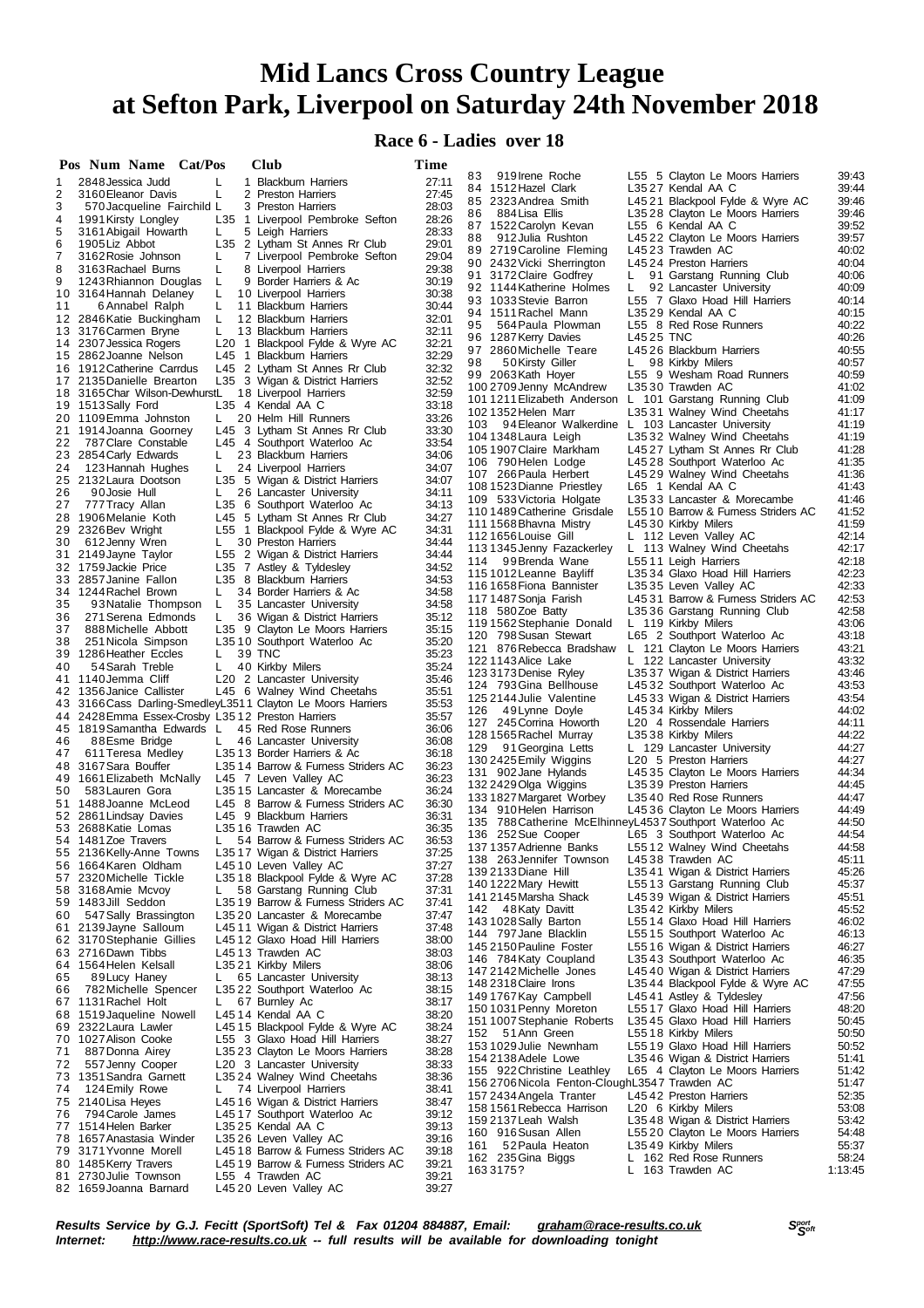# Mid Lancs Cross Country League
# at Sefton Park, Liverpool on Saturday 24th November 2018

## Race 6 - Ladies over 18

| Pos | Num | Name | Cat/Pos | | Club | Time |
|---|---|---|---|---|---|---|
| 1 | 2848 | Jessica Judd | L | 1 | Blackburn Harriers | 27:11 |
| 2 | 3160 | Eleanor Davis | L | 2 | Preston Harriers | 27:45 |
| 3 | 570 | Jacqueline Fairchild | L | 3 | Preston Harriers | 28:03 |
| 4 | 1991 | Kirsty Longley | L35 | 1 | Liverpool Pembroke Sefton | 28:26 |
| 5 | 3161 | Abigail Howarth | L | 5 | Leigh Harriers | 28:33 |
| 6 | 1905 | Liz Abbot | L35 | 2 | Lytham St Annes Rr Club | 29:01 |
| 7 | 3162 | Rosie Johnson | L | 7 | Liverpool Pembroke Sefton | 29:04 |
| 8 | 3163 | Rachael Burns | L | 8 | Liverpool Harriers | 29:38 |
| 9 | 1243 | Rhiannon Douglas | L | 9 | Border Harriers & Ac | 30:19 |
| 10 | 3164 | Hannah Delaney | L | 10 | Liverpool Harriers | 30:38 |
| 11 | 6 | Annabel Ralph | L | 11 | Blackburn Harriers | 30:44 |
| 12 | 2846 | Katie Buckingham | L | 12 | Blackburn Harriers | 32:01 |
| 13 | 3176 | Carmen Bryne | L | 13 | Blackburn Harriers | 32:11 |
| 14 | 2307 | Jessica Rogers | L20 | 1 | Blackpool Fylde & Wyre AC | 32:21 |
| 15 | 2862 | Joanne Nelson | L45 | 1 | Blackburn Harriers | 32:29 |
| 16 | 1912 | Catherine Carrdus | L45 | 2 | Lytham St Annes Rr Club | 32:32 |
| 17 | 2135 | Danielle Brearton | L35 | 3 | Wigan & District Harriers | 32:52 |
| 18 | 3165 | Char Wilson-Dewhurst | L | 18 | Liverpool Harriers | 32:59 |
| 19 | 1513 | Sally Ford | L35 | 4 | Kendal AA C | 33:18 |
| 20 | 1109 | Emma Johnston | L | 20 | Helm Hill Runners | 33:26 |
| 21 | 1914 | Joanna Goorney | L45 | 3 | Lytham St Annes Rr Club | 33:30 |
| 22 | 787 | Clare Constable | L45 | 4 | Southport Waterloo Ac | 33:54 |
| 23 | 2854 | Carly Edwards | L | 23 | Blackburn Harriers | 34:06 |
| 24 | 123 | Hannah Hughes | L | 24 | Liverpool Harriers | 34:07 |
| 25 | 2132 | Laura Dootson | L35 | 5 | Wigan & District Harriers | 34:07 |
| 26 | 90 | Josie Hull | L | 26 | Lancaster University | 34:11 |
| 27 | 777 | Tracy Allan | L35 | 6 | Southport Waterloo Ac | 34:13 |
| 28 | 1906 | Melanie Koth | L45 | 5 | Lytham St Annes Rr Club | 34:27 |
| 29 | 2326 | Bev Wright | L55 | 1 | Blackpool Fylde & Wyre AC | 34:31 |
| 30 | 612 | Jenny Wren | L | 30 | Preston Harriers | 34:44 |
| 31 | 2149 | Jayne Taylor | L55 | 2 | Wigan & District Harriers | 34:44 |
| 32 | 1759 | Jackie Price | L35 | 7 | Astley & Tyldesley | 34:52 |
| 33 | 2857 | Janine Fallon | L35 | 8 | Blackburn Harriers | 34:53 |
| 34 | 1244 | Rachel Brown | L | 34 | Border Harriers & Ac | 34:58 |
| 35 | 93 | Natalie Thompson | L | 35 | Lancaster University | 34:58 |
| 36 | 271 | Serena Edmonds | L | 36 | Wigan & District Harriers | 35:12 |
| 37 | 888 | Michelle Abbott | L35 | 9 | Clayton Le Moors Harriers | 35:15 |
| 38 | 251 | Nicola Simpson | L35 | 10 | Southport Waterloo Ac | 35:20 |
| 39 | 1286 | Heather Eccles | L | 39 | TNC | 35:23 |
| 40 | 54 | Sarah Treble | L | 40 | Kirkby Milers | 35:24 |
| 41 | 1140 | Jemma Cliff | L20 | 2 | Lancaster University | 35:46 |
| 42 | 1356 | Janice Callister | L45 | 6 | Walney Wind Cheetahs | 35:51 |
| 43 | 3166 | Cass Darling-Smedley | L35 | 11 | Clayton Le Moors Harriers | 35:53 |
| 44 | 2428 | Emma Essex-Crosby | L35 | 12 | Preston Harriers | 35:57 |
| 45 | 1819 | Samantha Edwards | L | 45 | Red Rose Runners | 36:06 |
| 46 | 88 | Esme Bridge | L | 46 | Lancaster University | 36:08 |
| 47 | 611 | Teresa Medley | L35 | 13 | Border Harriers & Ac | 36:18 |
| 48 | 3167 | Sara Bouffer | L35 | 14 | Barrow & Furness Striders AC | 36:23 |
| 49 | 1661 | Elizabeth McNally | L45 | 7 | Leven Valley AC | 36:23 |
| 50 | 583 | Lauren Gora | L35 | 15 | Lancaster & Morecambe | 36:24 |
| 51 | 1488 | Joanne McLeod | L45 | 8 | Barrow & Furness Striders AC | 36:30 |
| 52 | 2861 | Lindsay Davies | L45 | 9 | Blackburn Harriers | 36:31 |
| 53 | 2688 | Katie Lomas | L35 | 16 | Trawden AC | 36:35 |
| 54 | 1481 | Zoe Travers | L | 54 | Barrow & Furness Striders AC | 36:53 |
| 55 | 2136 | Kelly-Anne Towns | L35 | 17 | Wigan & District Harriers | 37:25 |
| 56 | 1664 | Karen Oldham | L45 | 10 | Leven Valley AC | 37:27 |
| 57 | 2320 | Michelle Tickle | L35 | 18 | Blackpool Fylde & Wyre AC | 37:28 |
| 58 | 3168 | Amie Mcvoy | L | 58 | Garstang Running Club | 37:31 |
| 59 | 1483 | Jill Seddon | L35 | 19 | Barrow & Furness Striders AC | 37:41 |
| 60 | 547 | Sally Brassington | L35 | 20 | Lancaster & Morecambe | 37:47 |
| 61 | 2139 | Jayne Salloum | L45 | 11 | Wigan & District Harriers | 37:48 |
| 62 | 3170 | Stephanie Gillies | L45 | 12 | Glaxo Hoad Hill Harriers | 38:00 |
| 63 | 2716 | Dawn Tibbs | L45 | 13 | Trawden AC | 38:03 |
| 64 | 1564 | Helen Kelsall | L35 | 21 | Kirkby Milers | 38:06 |
| 65 | 89 | Lucy Haney | L | 65 | Lancaster University | 38:13 |
| 66 | 782 | Michelle Spencer | L35 | 22 | Southport Waterloo Ac | 38:15 |
| 67 | 1131 | Rachel Holt | L | 67 | Burnley Ac | 38:17 |
| 68 | 1519 | Jaqueline Nowell | L45 | 14 | Kendal AA C | 38:20 |
| 69 | 2322 | Laura Lawler | L45 | 15 | Blackpool Fylde & Wyre AC | 38:24 |
| 70 | 1027 | Alison Cooke | L55 | 3 | Glaxo Hoad Hill Harriers | 38:27 |
| 71 | 887 | Donna Airey | L35 | 23 | Clayton Le Moors Harriers | 38:28 |
| 72 | 557 | Jenny Cooper | L20 | 3 | Lancaster University | 38:33 |
| 73 | 1351 | Sandra Garnett | L35 | 24 | Walney Wind Cheetahs | 38:36 |
| 74 | 124 | Emily Rowe | L | 74 | Liverpool Harriers | 38:41 |
| 75 | 2140 | Lisa Heyes | L45 | 16 | Wigan & District Harriers | 38:47 |
| 76 | 794 | Carole James | L45 | 17 | Southport Waterloo Ac | 39:12 |
| 77 | 1514 | Helen Barker | L35 | 25 | Kendal AA C | 39:13 |
| 78 | 1657 | Anastasia Winder | L35 | 26 | Leven Valley AC | 39:16 |
| 79 | 3171 | Yvonne Morell | L45 | 18 | Barrow & Furness Striders AC | 39:18 |
| 80 | 1485 | Kerry Travers | L45 | 19 | Barrow & Furness Striders AC | 39:21 |
| 81 | 2730 | Julie Townson | L55 | 4 | Trawden AC | 39:21 |
| 82 | 1659 | Joanna Barnard | L45 | 20 | Leven Valley AC | 39:27 |
| 83 | 919 | Irene Roche | L55 | 5 | Clayton Le Moors Harriers | 39:43 |
| 84 | 1512 | Hazel Clark | L35 | 27 | Kendal AA C | 39:44 |
| 85 | 2323 | Andrea Smith | L45 | 21 | Blackpool Fylde & Wyre AC | 39:46 |
| 86 | 884 | Lisa Ellis | L35 | 28 | Clayton Le Moors Harriers | 39:46 |
| 87 | 1522 | Carolyn Kevan | L55 | 6 | Kendal AA C | 39:52 |
| 88 | 912 | Julia Rushton | L45 | 22 | Clayton Le Moors Harriers | 39:57 |
| 89 | 2719 | Caroline Fleming | L45 | 23 | Trawden AC | 40:02 |
| 90 | 2432 | Vicki Sherrington | L45 | 24 | Preston Harriers | 40:04 |
| 91 | 3172 | Claire Godfrey | L | 91 | Garstang Running Club | 40:06 |
| 92 | 1144 | Katherine Holmes | L | 92 | Lancaster University | 40:09 |
| 93 | 1033 | Stevie Barron | L55 | 7 | Glaxo Hoad Hill Harriers | 40:14 |
| 94 | 1511 | Rachel Mann | L35 | 29 | Kendal AA C | 40:15 |
| 95 | 564 | Paula Plowman | L55 | 8 | Red Rose Runners | 40:22 |
| 96 | 1287 | Kerry Davies | L45 | 25 | TNC | 40:26 |
| 97 | 2860 | Michelle Teare | L45 | 26 | Blackburn Harriers | 40:55 |
| 98 | 50 | Kirsty Giller | L | 98 | Kirkby Milers | 40:57 |
| 99 | 2063 | Kath Hoyer | L55 | 9 | Wesham Road Runners | 40:59 |
| 100 | 2709 | Jenny McAndrew | L35 | 30 | Trawden AC | 41:02 |
| 101 | 1211 | Elizabeth Anderson | L | 101 | Garstang Running Club | 41:09 |
| 102 | 1352 | Helen Marr | L35 | 31 | Walney Wind Cheetahs | 41:17 |
| 103 | 94 | Eleanor Walkerdine | L | 103 | Lancaster University | 41:19 |
| 104 | 1348 | Laura Leigh | L35 | 32 | Walney Wind Cheetahs | 41:19 |
| 105 | 1907 | Claire Markham | L45 | 27 | Lytham St Annes Rr Club | 41:28 |
| 106 | 790 | Helen Lodge | L45 | 28 | Southport Waterloo Ac | 41:35 |
| 107 | 266 | Paula Herbert | L45 | 29 | Walney Wind Cheetahs | 41:36 |
| 108 | 1523 | Dianne Priestley | L65 | 1 | Kendal AA C | 41:43 |
| 109 | 533 | Victoria Holgate | L35 | 33 | Lancaster & Morecambe | 41:46 |
| 110 | 1489 | Catherine Grisdale | L55 | 10 | Barrow & Furness Striders AC | 41:52 |
| 111 | 1568 | Bhavna Mistry | L45 | 30 | Kirkby Milers | 41:59 |
| 112 | 1656 | Louise Gill | L | 112 | Leven Valley AC | 42:14 |
| 113 | 1345 | Jenny Fazackerley | L | 113 | Walney Wind Cheetahs | 42:17 |
| 114 | 99 | Brenda Wane | L55 | 11 | Leigh Harriers | 42:18 |
| 115 | 1012 | Leanne Bayliff | L35 | 34 | Glaxo Hoad Hill Harriers | 42:23 |
| 116 | 1658 | Fiona Bannister | L35 | 35 | Leven Valley AC | 42:33 |
| 117 | 1487 | Sonja Farish | L45 | 31 | Barrow & Furness Striders AC | 42:53 |
| 118 | 580 | Zoe Batty | L35 | 36 | Garstang Running Club | 42:58 |
| 119 | 1562 | Stephanie Donald | L | 119 | Kirkby Milers | 43:06 |
| 120 | 798 | Susan Stewart | L65 | 2 | Southport Waterloo Ac | 43:18 |
| 121 | 876 | Rebecca Bradshaw | L | 121 | Clayton Le Moors Harriers | 43:21 |
| 122 | 1143 | Alice Lake | L | 122 | Lancaster University | 43:32 |
| 123 | 3173 | Denise Ryley | L35 | 37 | Wigan & District Harriers | 43:46 |
| 124 | 793 | Gina Bellhouse | L45 | 32 | Southport Waterloo Ac | 43:53 |
| 125 | 2144 | Julie Valentine | L45 | 33 | Wigan & District Harriers | 43:54 |
| 126 | 49 | Lynne Doyle | L45 | 34 | Kirkby Milers | 44:02 |
| 127 | 245 | Corrina Howorth | L20 | 4 | Rossendale Harriers | 44:11 |
| 128 | 1565 | Rachel Murray | L35 | 38 | Kirkby Milers | 44:22 |
| 129 | 91 | Georgina Letts | L | 129 | Lancaster University | 44:27 |
| 130 | 2425 | Emily Wiggins | L20 | 5 | Preston Harriers | 44:27 |
| 131 | 902 | Jane Hylands | L45 | 35 | Clayton Le Moors Harriers | 44:34 |
| 132 | 2429 | Olga Wiggins | L35 | 39 | Preston Harriers | 44:45 |
| 133 | 1827 | Margaret Worbey | L35 | 40 | Red Rose Runners | 44:47 |
| 134 | 910 | Helen Harrison | L45 | 36 | Clayton Le Moors Harriers | 44:49 |
| 135 | 788 | Catherine McElhinney | L45 | 37 | Southport Waterloo Ac | 44:50 |
| 136 | 252 | Sue Cooper | L65 | 3 | Southport Waterloo Ac | 44:54 |
| 137 | 1357 | Adrienne Banks | L55 | 12 | Walney Wind Cheetahs | 44:58 |
| 138 | 263 | Jennifer Townson | L45 | 38 | Trawden AC | 45:11 |
| 139 | 2133 | Diane Hill | L35 | 41 | Wigan & District Harriers | 45:26 |
| 140 | 1222 | Mary Hewitt | L55 | 13 | Garstang Running Club | 45:37 |
| 141 | 2145 | Marsha Shack | L45 | 39 | Wigan & District Harriers | 45:51 |
| 142 | 48 | Katy Davitt | L35 | 42 | Kirkby Milers | 45:52 |
| 143 | 1028 | Sally Barton | L55 | 14 | Glaxo Hoad Hill Harriers | 46:02 |
| 144 | 797 | Jane Blacklin | L55 | 15 | Southport Waterloo Ac | 46:13 |
| 145 | 2150 | Pauline Foster | L55 | 16 | Wigan & District Harriers | 46:27 |
| 146 | 784 | Katy Coupland | L35 | 43 | Southport Waterloo Ac | 46:35 |
| 147 | 2142 | Michelle Jones | L45 | 40 | Wigan & District Harriers | 47:29 |
| 148 | 2318 | Claire Irons | L35 | 44 | Blackpool Fylde & Wyre AC | 47:55 |
| 149 | 1767 | Kay Campbell | L45 | 41 | Astley & Tyldesley | 47:56 |
| 150 | 1031 | Penny Moreton | L55 | 17 | Glaxo Hoad Hill Harriers | 48:20 |
| 151 | 1007 | Stephanie Roberts | L35 | 45 | Glaxo Hoad Hill Harriers | 50:45 |
| 152 | 51 | Ann Green | L55 | 18 | Kirkby Milers | 50:50 |
| 153 | 1029 | Julie Newnham | L55 | 19 | Glaxo Hoad Hill Harriers | 50:52 |
| 154 | 2138 | Adele Lowe | L35 | 46 | Wigan & District Harriers | 51:41 |
| 155 | 922 | Christine Leathley | L65 | 4 | Clayton Le Moors Harriers | 51:42 |
| 156 | 2706 | Nicola Fenton-Clough | L35 | 47 | Trawden AC | 51:47 |
| 157 | 2434 | Angela Tranter | L45 | 42 | Preston Harriers | 52:35 |
| 158 | 1561 | Rebecca Harrison | L20 | 6 | Kirkby Milers | 53:08 |
| 159 | 2137 | Leah Walsh | L35 | 48 | Wigan & District Harriers | 53:42 |
| 160 | 916 | Susan Allen | L55 | 20 | Clayton Le Moors Harriers | 54:48 |
| 161 | 52 | Paula Heaton | L35 | 49 | Kirkby Milers | 55:37 |
| 162 | 235 | Gina Biggs | L | 162 | Red Rose Runners | 58:24 |
| 163 | 3175 | ? | L | 163 | Trawden AC | 1:13:45 |

*Results Service by G.J. Fecitt (SportSoft) Tel & Fax 01204 884887, Email: graham@race-results.co.uk*
*Internet: http://www.race-results.co.uk -- full results will be available for downloading tonight*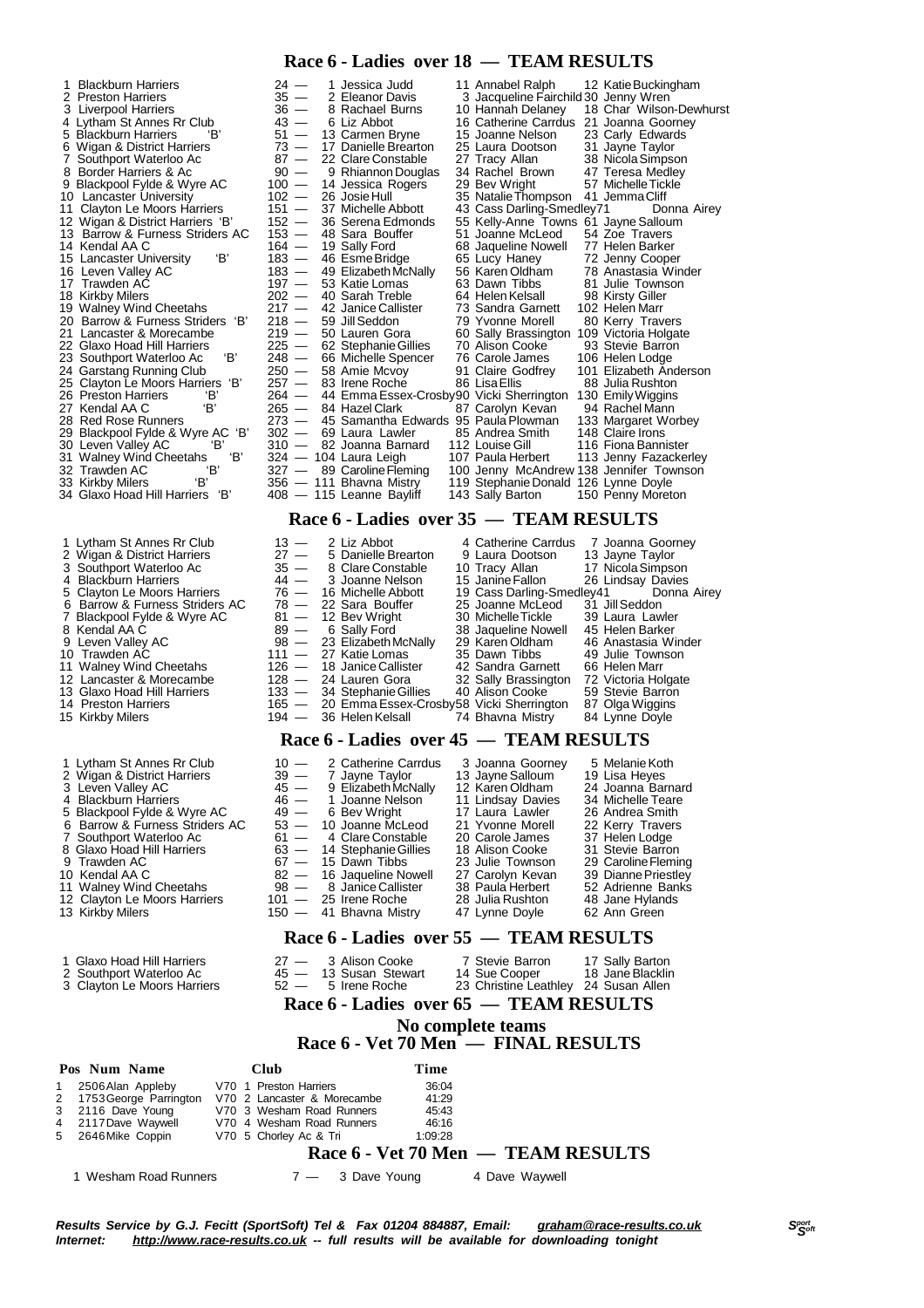## Race 6 - Ladies over 18 — TEAM RESULTS

| Pos | Team | Pts | 1st | 2nd | 3rd |
|---|---|---|---|---|---|
| 1 | Blackburn Harriers | 24 — | 1 Jessica Judd | 11 Annabel Ralph | 12 Katie Buckingham |
| 2 | Preston Harriers | 35 — | 2 Eleanor Davis | 3 Jacqueline Fairchild | 30 Jenny Wren |
| 3 | Liverpool Harriers | 36 — | 8 Rachael Burns | 10 Hannah Delaney | 18 Char Wilson-Dewhurst |
| 4 | Lytham St Annes Rr Club | 43 — | 6 Liz Abbot | 16 Catherine Carrdus | 21 Joanna Goorney |
| 5 | Blackburn Harriers 'B' | 51 — | 13 Carmen Bryne | 15 Joanne Nelson | 23 Carly Edwards |
| 6 | Wigan & District Harriers | 73 — | 17 Danielle Brearton | 25 Laura Dootson | 31 Jayne Taylor |
| 7 | Southport Waterloo Ac | 87 — | 22 Clare Constable | 27 Tracy Allan | 38 Nicola Simpson |
| 8 | Border Harriers & Ac | 90 — | 9 Rhiannon Douglas | 34 Rachel Brown | 47 Teresa Medley |
| 9 | Blackpool Fylde & Wyre AC | 100 — | 14 Jessica Rogers | 29 Bev Wright | 57 Michelle Tickle |
| 10 | Lancaster University | 102 — | 26 Josie Hull | 35 Natalie Thompson | 41 Jemma Cliff |
| 11 | Clayton Le Moors Harriers | 151 — | 37 Michelle Abbott | 43 Cass Darling-Smedley | 71 Donna Airey |
| 12 | Wigan & District Harriers 'B' | 152 — | 36 Serena Edmonds | 55 Kelly-Anne Towns | 61 Jayne Salloum |
| 13 | Barrow & Furness Striders AC | 153 — | 48 Sara Bouffer | 51 Joanne McLeod | 54 Zoe Travers |
| 14 | Kendal AA C | 164 — | 19 Sally Ford | 68 Jaqueline Nowell | 77 Helen Barker |
| 15 | Lancaster University 'B' | 183 — | 46 Esme Bridge | 65 Lucy Haney | 72 Jenny Cooper |
| 16 | Leven Valley AC | 183 — | 49 Elizabeth McNally | 56 Karen Oldham | 78 Anastasia Winder |
| 17 | Trawden AC | 197 — | 53 Katie Lomas | 63 Dawn Tibbs | 81 Julie Townson |
| 18 | Kirkby Milers | 202 — | 40 Sarah Treble | 64 Helen Kelsall | 98 Kirsty Giller |
| 19 | Walney Wind Cheetahs | 217 — | 42 Janice Callister | 73 Sandra Garnett | 102 Helen Marr |
| 20 | Barrow & Furness Striders 'B' | 218 — | 59 Jill Seddon | 79 Yvonne Morell | 80 Kerry Travers |
| 21 | Lancaster & Morecambe | 219 — | 50 Lauren Gora | 60 Sally Brassington | 109 Victoria Holgate |
| 22 | Glaxo Hoad Hill Harriers | 225 — | 62 Stephanie Gillies | 70 Alison Cooke | 93 Stevie Barron |
| 23 | Southport Waterloo Ac 'B' | 248 — | 66 Michelle Spencer | 76 Carole James | 106 Helen Lodge |
| 24 | Garstang Running Club | 250 — | 58 Amie Mcvoy | 91 Claire Godfrey | 101 Elizabeth Anderson |
| 25 | Clayton Le Moors Harriers 'B' | 257 — | 83 Irene Roche | 86 Lisa Ellis | 88 Julia Rushton |
| 26 | Preston Harriers 'B' | 264 — | 44 Emma Essex-Crosby | 90 Vicki Sherrington | 130 Emily Wiggins |
| 27 | Kendal AA C 'B' | 265 — | 84 Hazel Clark | 87 Carolyn Kevan | 94 Rachel Mann |
| 28 | Red Rose Runners | 273 — | 45 Samantha Edwards | 95 Paula Plowman | 133 Margaret Worbey |
| 29 | Blackpool Fylde & Wyre AC 'B' | 302 — | 69 Laura Lawler | 85 Andrea Smith | 148 Claire Irons |
| 30 | Leven Valley AC 'B' | 310 — | 82 Joanna Barnard | 112 Louise Gill | 116 Fiona Bannister |
| 31 | Walney Wind Cheetahs 'B' | 324 — | 104 Laura Leigh | 107 Paula Herbert | 113 Jenny Fazackerley |
| 32 | Trawden AC 'B' | 327 — | 89 Caroline Fleming | 100 Jenny McAndrew | 138 Jennifer Townson |
| 33 | Kirkby Milers 'B' | 356 — | 111 Bhavna Mistry | 119 Stephanie Donald | 126 Lynne Doyle |
| 34 | Glaxo Hoad Hill Harriers 'B' | 408 — | 115 Leanne Bayliff | 143 Sally Barton | 150 Penny Moreton |

## Race 6 - Ladies over 35 — TEAM RESULTS

| Pos | Team | Pts | 1st | 2nd | 3rd |
|---|---|---|---|---|---|
| 1 | Lytham St Annes Rr Club | 13 — | 2 Liz Abbot | 4 Catherine Carrdus | 7 Joanna Goorney |
| 2 | Wigan & District Harriers | 27 — | 5 Danielle Brearton | 9 Laura Dootson | 13 Jayne Taylor |
| 3 | Southport Waterloo Ac | 35 — | 8 Clare Constable | 10 Tracy Allan | 17 Nicola Simpson |
| 4 | Blackburn Harriers | 44 — | 3 Joanne Nelson | 15 Janine Fallon | 26 Lindsay Davies |
| 5 | Clayton Le Moors Harriers | 76 — | 16 Michelle Abbott | 19 Cass Darling-Smedley | 41 Donna Airey |
| 6 | Barrow & Furness Striders AC | 78 — | 22 Sara Bouffer | 25 Joanne McLeod | 31 Jill Seddon |
| 7 | Blackpool Fylde & Wyre AC | 81 — | 12 Bev Wright | 30 Michelle Tickle | 39 Laura Lawler |
| 8 | Kendal AA C | 89 — | 6 Sally Ford | 38 Jaqueline Nowell | 45 Helen Barker |
| 9 | Leven Valley AC | 98 — | 23 Elizabeth McNally | 29 Karen Oldham | 46 Anastasia Winder |
| 10 | Trawden AC | 111 — | 27 Katie Lomas | 35 Dawn Tibbs | 49 Julie Townson |
| 11 | Walney Wind Cheetahs | 126 — | 18 Janice Callister | 42 Sandra Garnett | 66 Helen Marr |
| 12 | Lancaster & Morecambe | 128 — | 24 Lauren Gora | 32 Sally Brassington | 72 Victoria Holgate |
| 13 | Glaxo Hoad Hill Harriers | 133 — | 34 Stephanie Gillies | 40 Alison Cooke | 59 Stevie Barron |
| 14 | Preston Harriers | 165 — | 20 Emma Essex-Crosby | 58 Vicki Sherrington | 87 Olga Wiggins |
| 15 | Kirkby Milers | 194 — | 36 Helen Kelsall | 74 Bhavna Mistry | 84 Lynne Doyle |

## Race 6 - Ladies over 45 — TEAM RESULTS

| Pos | Team | Pts | 1st | 2nd | 3rd |
|---|---|---|---|---|---|
| 1 | Lytham St Annes Rr Club | 10 — | 2 Catherine Carrdus | 3 Joanna Goorney | 5 Melanie Koth |
| 2 | Wigan & District Harriers | 39 — | 7 Jayne Taylor | 13 Jayne Salloum | 19 Lisa Heyes |
| 3 | Leven Valley AC | 45 — | 9 Elizabeth McNally | 12 Karen Oldham | 24 Joanna Barnard |
| 4 | Blackburn Harriers | 46 — | 1 Joanne Nelson | 11 Lindsay Davies | 34 Michelle Teare |
| 5 | Blackpool Fylde & Wyre AC | 49 — | 6 Bev Wright | 17 Laura Lawler | 26 Andrea Smith |
| 6 | Barrow & Furness Striders AC | 53 — | 10 Joanne McLeod | 21 Yvonne Morell | 22 Kerry Travers |
| 7 | Southport Waterloo Ac | 61 — | 4 Clare Constable | 20 Carole James | 37 Helen Lodge |
| 8 | Glaxo Hoad Hill Harriers | 63 — | 14 Stephanie Gillies | 18 Alison Cooke | 31 Stevie Barron |
| 9 | Trawden AC | 67 — | 15 Dawn Tibbs | 23 Julie Townson | 29 Caroline Fleming |
| 10 | Kendal AA C | 82 — | 16 Jaqueline Nowell | 27 Carolyn Kevan | 39 Dianne Priestley |
| 11 | Walney Wind Cheetahs | 98 — | 8 Janice Callister | 38 Paula Herbert | 52 Adrienne Banks |
| 12 | Clayton Le Moors Harriers | 101 — | 25 Irene Roche | 28 Julia Rushton | 48 Jane Hylands |
| 13 | Kirkby Milers | 150 — | 41 Bhavna Mistry | 47 Lynne Doyle | 62 Ann Green |

## Race 6 - Ladies over 55 — TEAM RESULTS

| Pos | Team | Pts | 1st | 2nd | 3rd |
|---|---|---|---|---|---|
| 1 | Glaxo Hoad Hill Harriers | 27 — | 3 Alison Cooke | 7 Stevie Barron | 17 Sally Barton |
| 2 | Southport Waterloo Ac | 45 — | 13 Susan Stewart | 14 Sue Cooper | 18 Jane Blacklin |
| 3 | Clayton Le Moors Harriers | 52 — | 5 Irene Roche | 23 Christine Leathley | 24 Susan Allen |

## Race 6 - Ladies over 65 — TEAM RESULTS

**No complete teams**

## Race 6 - Vet 70 Men — FINAL RESULTS

| Pos | Num | Name | Club | Time |
|---|---|---|---|---|
| 1 | 2506 | Alan Appleby | V70 1 Preston Harriers | 36:04 |
| 2 | 1753 | George Parrington | V70 2 Lancaster & Morecambe | 41:29 |
| 3 | 2116 | Dave Young | V70 3 Wesham Road Runners | 45:43 |
| 4 | 2117 | Dave Waywell | V70 4 Wesham Road Runners | 46:16 |
| 5 | 2646 | Mike Coppin | V70 5 Chorley Ac & Tri | 1:09:28 |

## Race 6 - Vet 70 Men — TEAM RESULTS

| Pos | Team | Pts | 1st | 2nd |
|---|---|---|---|---|
| 1 | Wesham Road Runners | 7 — | 3 Dave Young | 4 Dave Waywell |

***Results Service by G.J. Fecitt (SportSoft) Tel & Fax 01204 884887, Email: graham@race-results.co.uk***
***Internet: http://www.race-results.co.uk -- full results will be available for downloading tonight***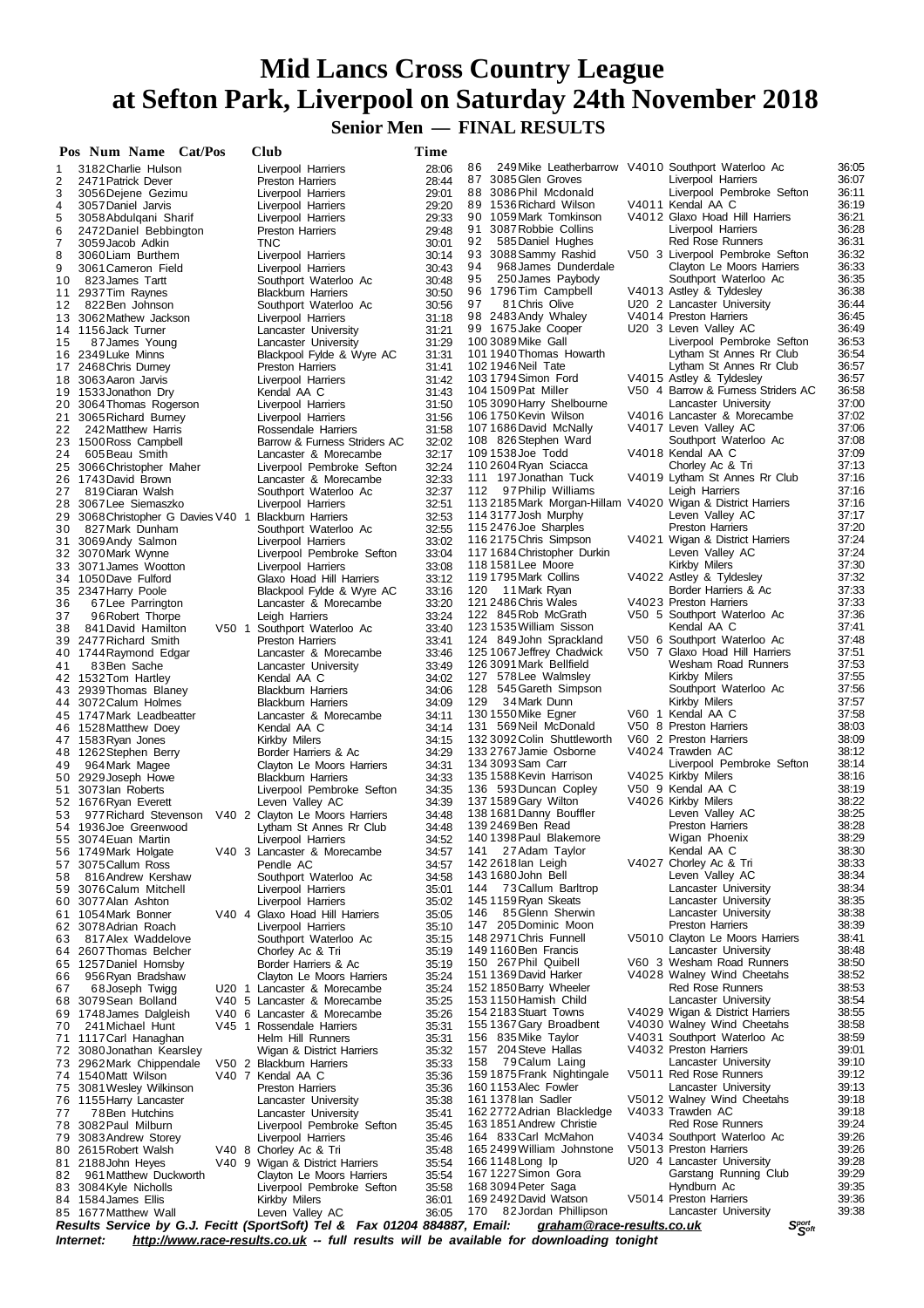# Mid Lancs Cross Country League
# at Sefton Park, Liverpool on Saturday 24th November 2018

## Senior Men — FINAL RESULTS

| Pos | Num | Name | Cat/Pos | Club | Time |
|---|---|---|---|---|---|
| 1 | 3182 | Charlie Hulson | | Liverpool Harriers | 28:06 |
| 2 | 2471 | Patrick Dever | | Preston Harriers | 28:44 |
| 3 | 3056 | Dejene Gezimu | | Liverpool Harriers | 29:01 |
| 4 | 3057 | Daniel Jarvis | | Liverpool Harriers | 29:20 |
| 5 | 3058 | Abdulqani Sharif | | Liverpool Harriers | 29:33 |
| 6 | 2472 | Daniel Bebbington | | Preston Harriers | 29:48 |
| 7 | 3059 | Jacob Adkin | | TNC | 30:01 |
| 8 | 3060 | Liam Burthem | | Liverpool Harriers | 30:14 |
| 9 | 3061 | Cameron Field | | Liverpool Harriers | 30:43 |
| 10 | 823 | James Tartt | | Southport Waterloo Ac | 30:48 |
| 11 | 2937 | Tim Raynes | | Blackburn Harriers | 30:50 |
| 12 | 822 | Ben Johnson | | Southport Waterloo Ac | 30:56 |
| 13 | 3062 | Mathew Jackson | | Liverpool Harriers | 31:18 |
| 14 | 1156 | Jack Turner | | Lancaster University | 31:21 |
| 15 | 87 | James Young | | Lancaster University | 31:29 |
| 16 | 2349 | Luke Minns | | Blackpool Fylde & Wyre AC | 31:31 |
| 17 | 2468 | Chris Durney | | Preston Harriers | 31:41 |
| 18 | 3063 | Aaron Jarvis | | Liverpool Harriers | 31:42 |
| 19 | 1533 | Jonathon Dry | | Kendal AA C | 31:43 |
| 20 | 3064 | Thomas Rogerson | | Liverpool Harriers | 31:50 |
| 21 | 3065 | Richard Burney | | Liverpool Harriers | 31:56 |
| 22 | 242 | Matthew Harris | | Rossendale Harriers | 31:58 |
| 23 | 1500 | Ross Campbell | | Barrow & Furness Striders AC | 32:02 |
| 24 | 605 | Beau Smith | | Lancaster & Morecambe | 32:17 |
| 25 | 3066 | Christopher Maher | | Liverpool Pembroke Sefton | 32:24 |
| 26 | 1743 | David Brown | | Lancaster & Morecambe | 32:33 |
| 27 | 819 | Ciaran Walsh | | Southport Waterloo Ac | 32:37 |
| 28 | 3067 | Lee Siemaszko | | Liverpool Harriers | 32:51 |
| 29 | 3068 | Christopher G Davies | V40 1 | Blackburn Harriers | 32:53 |
| 30 | 827 | Mark Dunham | | Southport Waterloo Ac | 32:55 |
| 31 | 3069 | Andy Salmon | | Liverpool Harriers | 33:02 |
| 32 | 3070 | Mark Wynne | | Liverpool Pembroke Sefton | 33:04 |
| 33 | 3071 | James Wootton | | Liverpool Harriers | 33:08 |
| 34 | 1050 | Dave Fulford | | Glaxo Hoad Hill Harriers | 33:12 |
| 35 | 2347 | Harry Poole | | Blackpool Fylde & Wyre AC | 33:16 |
| 36 | 67 | Lee Parrington | | Lancaster & Morecambe | 33:20 |
| 37 | 96 | Robert Thorpe | | Leigh Harriers | 33:24 |
| 38 | 841 | David Hamilton | V50 1 | Southport Waterloo Ac | 33:40 |
| 39 | 2477 | Richard Smith | | Preston Harriers | 33:41 |
| 40 | 1744 | Raymond Edgar | | Lancaster & Morecambe | 33:46 |
| 41 | 83 | Ben Sache | | Lancaster University | 33:49 |
| 42 | 1532 | Tom Hartley | | Kendal AA C | 34:02 |
| 43 | 2939 | Thomas Blaney | | Blackburn Harriers | 34:06 |
| 44 | 3072 | Calum Holmes | | Blackburn Harriers | 34:09 |
| 45 | 1747 | Mark Leadbeatter | | Lancaster & Morecambe | 34:11 |
| 46 | 1528 | Matthew Doey | | Kendal AA C | 34:14 |
| 47 | 1583 | Ryan Jones | | Kirkby Milers | 34:15 |
| 48 | 1262 | Stephen Berry | | Border Harriers & Ac | 34:29 |
| 49 | 964 | Mark Magee | | Clayton Le Moors Harriers | 34:31 |
| 50 | 2929 | Joseph Howe | | Blackburn Harriers | 34:33 |
| 51 | 3073 | Ian Roberts | | Liverpool Pembroke Sefton | 34:35 |
| 52 | 1676 | Ryan Everett | | Leven Valley AC | 34:39 |
| 53 | 977 | Richard Stevenson | V40 2 | Clayton Le Moors Harriers | 34:48 |
| 54 | 1936 | Joe Greenwood | | Lytham St Annes Rr Club | 34:48 |
| 55 | 3074 | Euan Martin | | Liverpool Harriers | 34:52 |
| 56 | 1749 | Mark Holgate | V40 3 | Lancaster & Morecambe | 34:57 |
| 57 | 3075 | Callum Ross | | Pendle AC | 34:57 |
| 58 | 816 | Andrew Kershaw | | Southport Waterloo Ac | 34:58 |
| 59 | 3076 | Calum Mitchell | | Liverpool Harriers | 35:01 |
| 60 | 3077 | Alan Ashton | | Liverpool Harriers | 35:02 |
| 61 | 1054 | Mark Bonner | V40 4 | Glaxo Hoad Hill Harriers | 35:05 |
| 62 | 3078 | Adrian Roach | | Liverpool Harriers | 35:10 |
| 63 | 817 | Alex Waddelove | | Southport Waterloo Ac | 35:15 |
| 64 | 2607 | Thomas Belcher | | Chorley Ac & Tri | 35:19 |
| 65 | 1257 | Daniel Hornsby | | Border Harriers & Ac | 35:19 |
| 66 | 956 | Ryan Bradshaw | | Clayton Le Moors Harriers | 35:24 |
| 67 | 68 | Joseph Twigg | U20 1 | Lancaster & Morecambe | 35:24 |
| 68 | 3079 | Sean Bolland | V40 5 | Lancaster & Morecambe | 35:25 |
| 69 | 1748 | James Dalgleish | V40 6 | Lancaster & Morecambe | 35:26 |
| 70 | 241 | Michael Hunt | V45 1 | Rossendale Harriers | 35:31 |
| 71 | 1117 | Carl Hanaghan | | Helm Hill Runners | 35:31 |
| 72 | 3080 | Jonathan Kearsley | | Wigan & District Harriers | 35:32 |
| 73 | 2962 | Mark Chippendale | V50 2 | Blackburn Harriers | 35:33 |
| 74 | 1540 | Matt Wilson | V40 7 | Kendal AA C | 35:36 |
| 75 | 3081 | Wesley Wilkinson | | Preston Harriers | 35:36 |
| 76 | 1155 | Harry Lancaster | | Lancaster University | 35:38 |
| 77 | 78 | Ben Hutchins | | Lancaster University | 35:41 |
| 78 | 3082 | Paul Milburn | | Liverpool Pembroke Sefton | 35:45 |
| 79 | 3083 | Andrew Storey | | Liverpool Harriers | 35:46 |
| 80 | 2615 | Robert Walsh | V40 8 | Chorley Ac & Tri | 35:48 |
| 81 | 2188 | John Heyes | V40 9 | Wigan & District Harriers | 35:54 |
| 82 | 961 | Matthew Duckworth | | Clayton Le Moors Harriers | 35:54 |
| 83 | 3084 | Kyle Nicholls | | Liverpool Pembroke Sefton | 35:58 |
| 84 | 1584 | James Ellis | | Kirkby Milers | 36:01 |
| 85 | 1677 | Matthew Wall | | Leven Valley AC | 36:05 |
| 86 | 249 | Mike Leatherbarrow | V4010 | Southport Waterloo Ac | 36:05 |
| 87 | 3085 | Glen Groves | | Liverpool Harriers | 36:07 |
| 88 | 3086 | Phil Mcdonald | | Liverpool Pembroke Sefton | 36:11 |
| 89 | 1536 | Richard Wilson | V4011 | Kendal AA C | 36:19 |
| 90 | 1059 | Mark Tomkinson | V4012 | Glaxo Hoad Hill Harriers | 36:21 |
| 91 | 3087 | Robbie Collins | | Liverpool Harriers | 36:28 |
| 92 | 585 | Daniel Hughes | | Red Rose Runners | 36:31 |
| 93 | 3088 | Sammy Rashid | V50 3 | Liverpool Pembroke Sefton | 36:32 |
| 94 | 968 | James Dunderdale | | Clayton Le Moors Harriers | 36:33 |
| 95 | 250 | James Paybody | | Southport Waterloo Ac | 36:35 |
| 96 | 1796 | Tim Campbell | V4013 | Astley & Tyldesley | 36:38 |
| 97 | 81 | Chris Olive | U20 2 | Lancaster University | 36:44 |
| 98 | 2483 | Andy Whaley | V4014 | Preston Harriers | 36:45 |
| 99 | 1675 | Jake Cooper | U20 3 | Leven Valley AC | 36:49 |
| 100 | 3089 | Mike Gall | | Liverpool Pembroke Sefton | 36:53 |
| 101 | 1940 | Thomas Howarth | | Lytham St Annes Rr Club | 36:54 |
| 102 | 1946 | Neil Tate | | Lytham St Annes Rr Club | 36:57 |
| 103 | 1794 | Simon Ford | V4015 | Astley & Tyldesley | 36:57 |
| 104 | 1509 | Pat Miller | V50 4 | Barrow & Furness Striders AC | 36:58 |
| 105 | 3090 | Harry Shelbourne | | Lancaster University | 37:00 |
| 106 | 1750 | Kevin Wilson | V4016 | Lancaster & Morecambe | 37:02 |
| 107 | 1686 | David McNally | V4017 | Leven Valley AC | 37:06 |
| 108 | 826 | Stephen Ward | | Southport Waterloo Ac | 37:08 |
| 109 | 1538 | Joe Todd | V4018 | Kendal AA C | 37:09 |
| 110 | 2604 | Ryan Sciacca | | Chorley Ac & Tri | 37:13 |
| 111 | 197 | Jonathan Tuck | V4019 | Lytham St Annes Rr Club | 37:16 |
| 112 | 97 | Philip Williams | | Leigh Harriers | 37:16 |
| 113 | 2185 | Mark Morgan-Hillam | V4020 | Wigan & District Harriers | 37:16 |
| 114 | 3177 | Josh Murphy | | Leven Valley AC | 37:17 |
| 115 | 2476 | Joe Sharples | | Preston Harriers | 37:20 |
| 116 | 2175 | Chris Simpson | V4021 | Wigan & District Harriers | 37:24 |
| 117 | 1684 | Christopher Durkin | | Leven Valley AC | 37:24 |
| 118 | 1581 | Lee Moore | | Kirkby Milers | 37:30 |
| 119 | 1795 | Mark Collins | V4022 | Astley & Tyldesley | 37:32 |
| 120 | 11 | Mark Ryan | | Border Harriers & Ac | 37:33 |
| 121 | 2486 | Chris Wales | V4023 | Preston Harriers | 37:33 |
| 122 | 845 | Rob McGrath | V50 5 | Southport Waterloo Ac | 37:36 |
| 123 | 1535 | William Sisson | | Kendal AA C | 37:41 |
| 124 | 849 | John Sprackland | V50 6 | Southport Waterloo Ac | 37:48 |
| 125 | 1067 | Jeffrey Chadwick | V50 7 | Glaxo Hoad Hill Harriers | 37:51 |
| 126 | 3091 | Mark Bellfield | | Wesham Road Runners | 37:53 |
| 127 | 578 | Lee Walmsley | | Kirkby Milers | 37:55 |
| 128 | 545 | Gareth Simpson | | Southport Waterloo Ac | 37:56 |
| 129 | 34 | Mark Dunn | | Kirkby Milers | 37:57 |
| 130 | 1550 | Mike Egner | V60 1 | Kendal AA C | 37:58 |
| 131 | 569 | Neil McDonald | V50 8 | Preston Harriers | 38:03 |
| 132 | 3092 | Colin Shuttleworth | V60 2 | Preston Harriers | 38:09 |
| 133 | 2767 | Jamie Osborne | V4024 | Trawden AC | 38:12 |
| 134 | 3093 | Sam Carr | | Liverpool Pembroke Sefton | 38:14 |
| 135 | 1588 | Kevin Harrison | V4025 | Kirkby Milers | 38:16 |
| 136 | 593 | Duncan Copley | V50 9 | Kendal AA C | 38:19 |
| 137 | 1589 | Gary Wilton | V4026 | Kirkby Milers | 38:22 |
| 138 | 1681 | Danny Bouffler | | Leven Valley AC | 38:25 |
| 139 | 2469 | Ben Read | | Preston Harriers | 38:28 |
| 140 | 1398 | Paul Blakemore | | Wigan Phoenix | 38:29 |
| 141 | 27 | Adam Taylor | | Kendal AA C | 38:30 |
| 142 | 2618 | Ian Leigh | V4027 | Chorley Ac & Tri | 38:33 |
| 143 | 1680 | John Bell | | Leven Valley AC | 38:34 |
| 144 | 73 | Callum Barltrop | | Lancaster University | 38:34 |
| 145 | 1159 | Ryan Skeats | | Lancaster University | 38:35 |
| 146 | 85 | Glenn Sherwin | | Lancaster University | 38:38 |
| 147 | 205 | Dominic Moon | | Preston Harriers | 38:39 |
| 148 | 2971 | Chris Funnell | V5010 | Clayton Le Moors Harriers | 38:41 |
| 149 | 1160 | Ben Francis | | Lancaster University | 38:48 |
| 150 | 267 | Phil Quibell | V60 3 | Wesham Road Runners | 38:50 |
| 151 | 1369 | David Harker | V4028 | Walney Wind Cheetahs | 38:52 |
| 152 | 1850 | Barry Wheeler | | Red Rose Runners | 38:53 |
| 153 | 1150 | Hamish Child | | Lancaster University | 38:54 |
| 154 | 2183 | Stuart Towns | V4029 | Wigan & District Harriers | 38:55 |
| 155 | 1367 | Gary Broadbent | V4030 | Walney Wind Cheetahs | 38:58 |
| 156 | 835 | Mike Taylor | V4031 | Southport Waterloo Ac | 38:59 |
| 157 | 204 | Steve Hallas | V4032 | Preston Harriers | 39:01 |
| 158 | 79 | Calum Laing | | Lancaster University | 39:10 |
| 159 | 1875 | Frank Nightingale | V5011 | Red Rose Runners | 39:12 |
| 160 | 1153 | Alec Fowler | | Lancaster University | 39:13 |
| 161 | 1378 | Ian Sadler | V5012 | Walney Wind Cheetahs | 39:18 |
| 162 | 2772 | Adrian Blackledge | V4033 | Trawden AC | 39:18 |
| 163 | 1851 | Andrew Christie | | Red Rose Runners | 39:24 |
| 164 | 833 | Carl McMahon | V4034 | Southport Waterloo Ac | 39:26 |
| 165 | 2499 | William Johnstone | V5013 | Preston Harriers | 39:26 |
| 166 | 1148 | Long Ip | U20 4 | Lancaster University | 39:28 |
| 167 | 1227 | Simon Gora | | Garstang Running Club | 39:29 |
| 168 | 3094 | Peter Saga | | Hyndburn Ac | 39:35 |
| 169 | 2492 | David Watson | V5014 | Preston Harriers | 39:36 |
| 170 | 82 | Jordan Phillipson | | Lancaster University | 39:38 |

***Results Service by G.J. Fecitt (SportSoft) Tel & Fax 01204 884887, Email: graham@race-results.co.uk***

***Internet: http://www.race-results.co.uk -- full results will be available for downloading tonight***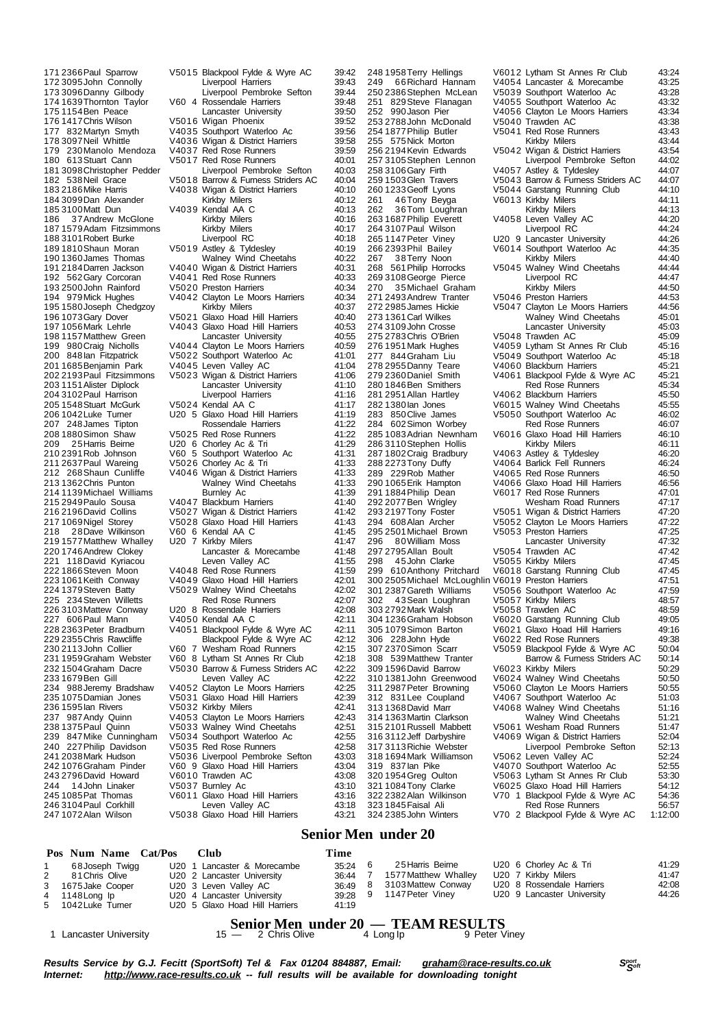| Pos | Num | Name | Cat/Pos | Club | Time |
|---|---|---|---|---|---|
| 171 | 2366 | Paul Sparrow | V50 15 | Blackpool Fylde & Wyre AC | 39:42 |
| 172 | 3095 | John Connolly | | Liverpool Harriers | 39:43 |
| 173 | 3096 | Danny Gilbody | | Liverpool Pembroke Sefton | 39:44 |
| 174 | 1639 | Thornton Taylor | V60 4 | Rossendale Harriers | 39:48 |
| 175 | 1154 | Ben Peace | | Lancaster University | 39:50 |
| 176 | 1417 | Chris Wilson | V50 16 | Wigan Phoenix | 39:52 |
| 177 | 832 | Martyn Smyth | V40 35 | Southport Waterloo Ac | 39:56 |
| 178 | 3097 | Neil Whittle | V40 36 | Wigan & District Harriers | 39:58 |
| 179 | 230 | Manolo Mendoza | V40 37 | Red Rose Runners | 39:59 |
| 180 | 613 | Stuart Cann | V50 17 | Red Rose Runners | 40:01 |
| 181 | 3098 | Christopher Pedder | | Liverpool Pembroke Sefton | 40:03 |
| 182 | 538 | Neil Grace | V50 18 | Barrow & Furness Striders AC | 40:04 |
| 183 | 2186 | Mike Harris | V40 38 | Wigan & District Harriers | 40:10 |
| 184 | 3099 | Dan Alexander | | Kirkby Milers | 40:12 |
| 185 | 3100 | Matt Dun | V40 39 | Kendal AA C | 40:13 |
| 186 | 37 | Andrew McGlone | | Kirkby Milers | 40:16 |
| 187 | 1579 | Adam Fitzsimmons | | Kirkby Milers | 40:17 |
| 188 | 3101 | Robert Burke | | Liverpool RC | 40:18 |
| 189 | 1810 | Shaun Moran | V50 19 | Astley & Tyldesley | 40:19 |
| 190 | 1360 | James Thomas | | Walney Wind Cheetahs | 40:22 |
| 191 | 2184 | Darren Jackson | V40 40 | Wigan & District Harriers | 40:31 |
| 192 | 562 | Gary Corcoran | V40 41 | Red Rose Runners | 40:33 |
| 193 | 2500 | John Rainford | V50 20 | Preston Harriers | 40:34 |
| 194 | 979 | Mick Hughes | V40 42 | Clayton Le Moors Harriers | 40:34 |
| 195 | 1580 | Joseph Chedgzoy | | Kirkby Milers | 40:37 |
| 196 | 1073 | Gary Dover | V50 21 | Glaxo Hoad Hill Harriers | 40:40 |
| 197 | 1056 | Mark Lehrle | V40 43 | Glaxo Hoad Hill Harriers | 40:53 |
| 198 | 1157 | Matthew Green | | Lancaster University | 40:55 |
| 199 | 980 | Craig Nicholls | V40 44 | Clayton Le Moors Harriers | 40:59 |
| 200 | 848 | Ian Fitzpatrick | V50 22 | Southport Waterloo Ac | 41:01 |
| 201 | 1685 | Benjamin Park | V40 45 | Leven Valley AC | 41:04 |
| 202 | 2193 | Paul Fitzsimmons | V50 23 | Wigan & District Harriers | 41:06 |
| 203 | 1151 | Alister Diplock | | Lancaster University | 41:10 |
| 204 | 3102 | Paul Harrison | | Liverpool Harriers | 41:16 |
| 205 | 1548 | Stuart McGurk | V50 24 | Kendal AA C | 41:17 |
| 206 | 1042 | Luke Turner | U20 5 | Glaxo Hoad Hill Harriers | 41:19 |
| 207 | 248 | James Tipton | | Rossendale Harriers | 41:22 |
| 208 | 1880 | Simon Shaw | V50 25 | Red Rose Runners | 41:22 |
| 209 | 25 | Harris Beirne | U20 6 | Chorley Ac & Tri | 41:29 |
| 210 | 2391 | Rob Johnson | V60 5 | Southport Waterloo Ac | 41:31 |
| 211 | 2637 | Paul Wareing | V50 26 | Chorley Ac & Tri | 41:33 |
| 212 | 268 | Shaun Cunliffe | V40 46 | Wigan & District Harriers | 41:33 |
| 213 | 1362 | Chris Punton | | Walney Wind Cheetahs | 41:33 |
| 214 | 1139 | Michael Williams | | Burnley Ac | 41:39 |
| 215 | 2949 | Paulo Sousa | V40 47 | Blackburn Harriers | 41:40 |
| 216 | 2196 | David Collins | V50 27 | Wigan & District Harriers | 41:42 |
| 217 | 1069 | Nigel Storey | V50 28 | Glaxo Hoad Hill Harriers | 41:43 |
| 218 | 28 | Dave Wilkinson | V60 6 | Kendal AA C | 41:45 |
| 219 | 1577 | Matthew Whalley | U20 7 | Kirkby Milers | 41:47 |
| 220 | 1746 | Andrew Clokey | | Lancaster & Morecambe | 41:48 |
| 221 | 118 | David Kyriacou | | Leven Valley AC | 41:55 |
| 222 | 1866 | Steven Moon | V40 48 | Red Rose Runners | 41:59 |
| 223 | 1061 | Keith Conway | V40 49 | Glaxo Hoad Hill Harriers | 42:01 |
| 224 | 1379 | Steven Batty | V50 29 | Walney Wind Cheetahs | 42:02 |
| 225 | 234 | Steven Willetts | | Red Rose Runners | 42:07 |
| 226 | 3103 | Mattew Conway | U20 8 | Rossendale Harriers | 42:08 |
| 227 | 606 | Paul Mann | V40 50 | Kendal AA C | 42:11 |
| 228 | 2363 | Peter Bradburn | V40 51 | Blackpool Fylde & Wyre AC | 42:11 |
| 229 | 2355 | Chris Rawcliffe | | Blackpool Fylde & Wyre AC | 42:12 |
| 230 | 2113 | John Collier | V60 7 | Wesham Road Runners | 42:15 |
| 231 | 1959 | Graham Webster | V60 8 | Lytham St Annes Rr Club | 42:18 |
| 232 | 1504 | Graham Dacre | V50 30 | Barrow & Furness Striders AC | 42:22 |
| 233 | 1679 | Ben Gill | | Leven Valley AC | 42:22 |
| 234 | 988 | Jeremy Bradshaw | V40 52 | Clayton Le Moors Harriers | 42:25 |
| 235 | 1075 | Damian Jones | V50 31 | Glaxo Hoad Hill Harriers | 42:39 |
| 236 | 1595 | Ian Rivers | V50 32 | Kirkby Milers | 42:41 |
| 237 | 987 | Andy Quinn | V40 53 | Clayton Le Moors Harriers | 42:43 |
| 238 | 1375 | Paul Quinn | V50 33 | Walney Wind Cheetahs | 42:51 |
| 239 | 847 | Mike Cunningham | V50 34 | Southport Waterloo Ac | 42:55 |
| 240 | 227 | Philip Davidson | V50 35 | Red Rose Runners | 42:58 |
| 241 | 2038 | Mark Hudson | V50 36 | Liverpool Pembroke Sefton | 43:03 |
| 242 | 1076 | Graham Pinder | V60 9 | Glaxo Hoad Hill Harriers | 43:04 |
| 243 | 2796 | David Howard | V60 10 | Trawden AC | 43:08 |
| 244 | 14 | John Linaker | V50 37 | Burnley Ac | 43:10 |
| 245 | 1085 | Pat Thomas | V60 11 | Glaxo Hoad Hill Harriers | 43:16 |
| 246 | 3104 | Paul Corkhill | | Leven Valley AC | 43:18 |
| 247 | 1072 | Alan Wilson | V50 38 | Glaxo Hoad Hill Harriers | 43:21 |
| 248 | 1958 | Terry Hellings | V60 12 | Lytham St Annes Rr Club | 43:24 |
| 249 | 66 | Richard Hannam | V40 54 | Lancaster & Morecambe | 43:25 |
| 250 | 2386 | Stephen McLean | V50 39 | Southport Waterloo Ac | 43:28 |
| 251 | 829 | Steve Flanagan | V40 55 | Southport Waterloo Ac | 43:32 |
| 252 | 990 | Jason Pier | V40 56 | Clayton Le Moors Harriers | 43:34 |
| 253 | 2788 | John McDonald | V50 40 | Trawden AC | 43:38 |
| 254 | 1877 | Philip Butler | V50 41 | Red Rose Runners | 43:43 |
| 255 | 575 | Nick Morton | | Kirkby Milers | 43:44 |
| 256 | 2194 | Kevin Edwards | V50 42 | Wigan & District Harriers | 43:54 |
| 257 | 3105 | Stephen Lennon | | Liverpool Pembroke Sefton | 44:02 |
| 258 | 3106 | Gary Firth | V40 57 | Astley & Tyldesley | 44:07 |
| 259 | 1503 | Glen Travers | V50 43 | Barrow & Furness Striders AC | 44:07 |
| 260 | 1233 | Geoff Lyons | V50 44 | Garstang Running Club | 44:10 |
| 261 | 46 | Tony Beyga | V60 13 | Kirkby Milers | 44:11 |
| 262 | 36 | Tom Loughran | | Kirkby Milers | 44:13 |
| 263 | 1687 | Philip Everett | V40 58 | Leven Valley AC | 44:20 |
| 264 | 3107 | Paul Wilson | | Liverpool RC | 44:24 |
| 265 | 1147 | Peter Viney | U20 9 | Lancaster University | 44:26 |
| 266 | 2393 | Phil Bailey | V60 14 | Southport Waterloo Ac | 44:35 |
| 267 | 38 | Terry Noon | | Kirkby Milers | 44:40 |
| 268 | 561 | Philip Horrocks | V50 45 | Walney Wind Cheetahs | 44:44 |
| 269 | 3108 | George Pierce | | Liverpool RC | 44:47 |
| 270 | 35 | Michael Graham | | Kirkby Milers | 44:50 |
| 271 | 2493 | Andrew Tranter | V50 46 | Preston Harriers | 44:53 |
| 272 | 2985 | James Hickie | V50 47 | Clayton Le Moors Harriers | 44:56 |
| 273 | 1361 | Carl Wilkes | | Walney Wind Cheetahs | 45:01 |
| 274 | 3109 | John Crosse | | Lancaster University | 45:03 |
| 275 | 2783 | Chris O'Brien | V50 48 | Trawden AC | 45:09 |
| 276 | 1951 | Mark Hughes | V40 59 | Lytham St Annes Rr Club | 45:16 |
| 277 | 844 | Graham Liu | V50 49 | Southport Waterloo Ac | 45:18 |
| 278 | 2955 | Danny Teare | V40 60 | Blackburn Harriers | 45:21 |
| 279 | 2360 | Daniel Smith | V40 61 | Blackpool Fylde & Wyre AC | 45:21 |
| 280 | 1846 | Ben Smithers | | Red Rose Runners | 45:34 |
| 281 | 2951 | Allan Hartley | V40 62 | Blackburn Harriers | 45:50 |
| 282 | 1380 | Ian Jones | V60 15 | Walney Wind Cheetahs | 45:55 |
| 283 | 850 | Clive James | V50 50 | Southport Waterloo Ac | 46:02 |
| 284 | 602 | Simon Worbey | | Red Rose Runners | 46:07 |
| 285 | 1083 | Adrian Newnham | V60 16 | Glaxo Hoad Hill Harriers | 46:10 |
| 286 | 3110 | Stephen Hollis | | Kirkby Milers | 46:11 |
| 287 | 1802 | Craig Bradbury | V40 63 | Astley & Tyldesley | 46:20 |
| 288 | 2273 | Tony Duffy | V40 64 | Barlick Fell Runners | 46:24 |
| 289 | 229 | Rob Mather | V40 65 | Red Rose Runners | 46:50 |
| 290 | 1065 | Erik Hampton | V40 66 | Glaxo Hoad Hill Harriers | 46:56 |
| 291 | 1884 | Philip Dean | V60 17 | Red Rose Runners | 47:01 |
| 292 | 2077 | Ben Wrigley | | Wesham Road Runners | 47:17 |
| 293 | 2197 | Tony Foster | V50 51 | Wigan & District Harriers | 47:20 |
| 294 | 608 | Alan Archer | V50 52 | Clayton Le Moors Harriers | 47:22 |
| 295 | 2501 | Michael Brown | V50 53 | Preston Harriers | 47:25 |
| 296 | 80 | William Moss | | Lancaster University | 47:32 |
| 297 | 2795 | Allan Boult | V50 54 | Trawden AC | 47:42 |
| 298 | 45 | John Clarke | V50 55 | Kirkby Milers | 47:45 |
| 299 | 610 | Anthony Pritchard | V60 18 | Garstang Running Club | 47:45 |
| 300 | 2505 | Michael McLoughlin | V60 19 | Preston Harriers | 47:51 |
| 301 | 2387 | Gareth Williams | V50 56 | Southport Waterloo Ac | 47:59 |
| 302 | 43 | Sean Loughran | V50 57 | Kirkby Milers | 48:57 |
| 303 | 2792 | Mark Walsh | V50 58 | Trawden AC | 48:59 |
| 304 | 1236 | Graham Hobson | V60 20 | Garstang Running Club | 49:05 |
| 305 | 1079 | Simon Barton | V60 21 | Glaxo Hoad Hill Harriers | 49:16 |
| 306 | 228 | John Hyde | V60 22 | Red Rose Runners | 49:38 |
| 307 | 2370 | Simon Scarr | V50 59 | Blackpool Fylde & Wyre AC | 50:04 |
| 308 | 539 | Matthew Tranter | | Barrow & Furness Striders AC | 50:14 |
| 309 | 1596 | David Barrow | V60 23 | Kirkby Milers | 50:29 |
| 310 | 1381 | John Greenwood | V60 24 | Walney Wind Cheetahs | 50:50 |
| 311 | 2987 | Peter Browning | V50 60 | Clayton Le Moors Harriers | 50:55 |
| 312 | 831 | Lee Coupland | V40 67 | Southport Waterloo Ac | 51:03 |
| 313 | 1368 | David Marr | V40 68 | Walney Wind Cheetahs | 51:16 |
| 314 | 1363 | Martin Clarkson | | Walney Wind Cheetahs | 51:21 |
| 315 | 2101 | Russell Mabbett | V50 61 | Wesham Road Runners | 51:47 |
| 316 | 3112 | Jeff Darbyshire | V40 69 | Wigan & District Harriers | 52:04 |
| 317 | 3113 | Richie Webster | | Liverpool Pembroke Sefton | 52:13 |
| 318 | 1694 | Mark Williamson | V50 62 | Leven Valley AC | 52:24 |
| 319 | 837 | Ian Pike | V40 70 | Southport Waterloo Ac | 52:55 |
| 320 | 1954 | Greg Oulton | V50 63 | Lytham St Annes Rr Club | 53:30 |
| 321 | 1084 | Tony Clarke | V60 25 | Glaxo Hoad Hill Harriers | 54:12 |
| 322 | 2382 | Alan Wilkinson | V70 1 | Blackpool Fylde & Wyre AC | 54:36 |
| 323 | 1845 | Faisal Ali | | Red Rose Runners | 56:57 |
| 324 | 2385 | John Winters | V70 2 | Blackpool Fylde & Wyre AC | 1:12:00 |

## Senior Men under 20

| Pos | Num | Name | Cat/Pos | Club | Time |
|---|---|---|---|---|---|
| 1 | 68 | Joseph Twigg | U20 1 | Lancaster & Morecambe | 35:24 |
| 2 | 81 | Chris Olive | U20 2 | Lancaster University | 36:44 |
| 3 | 1675 | Jake Cooper | U20 3 | Leven Valley AC | 36:49 |
| 4 | 1148 | Long Ip | U20 4 | Lancaster University | 39:28 |
| 5 | 1042 | Luke Turner | U20 5 | Glaxo Hoad Hill Harriers | 41:19 |
| 6 | 25 | Harris Beirne | U20 6 | Chorley Ac & Tri | 41:29 |
| 7 | 1577 | Matthew Whalley | U20 7 | Kirkby Milers | 41:47 |
| 8 | 3103 | Mattew Conway | U20 8 | Rossendale Harriers | 42:08 |
| 9 | 1147 | Peter Viney | U20 9 | Lancaster University | 44:26 |

## Senior Men under 20 — TEAM RESULTS

1 Lancaster University 15 — 2 Chris Olive 4 Long Ip 9 Peter Viney

***Results Service by G.J. Fecitt (SportSoft) Tel & Fax 01204 884887, Email: graham@race-results.co.uk***
***Internet: http://www.race-results.co.uk -- full results will be available for downloading tonight***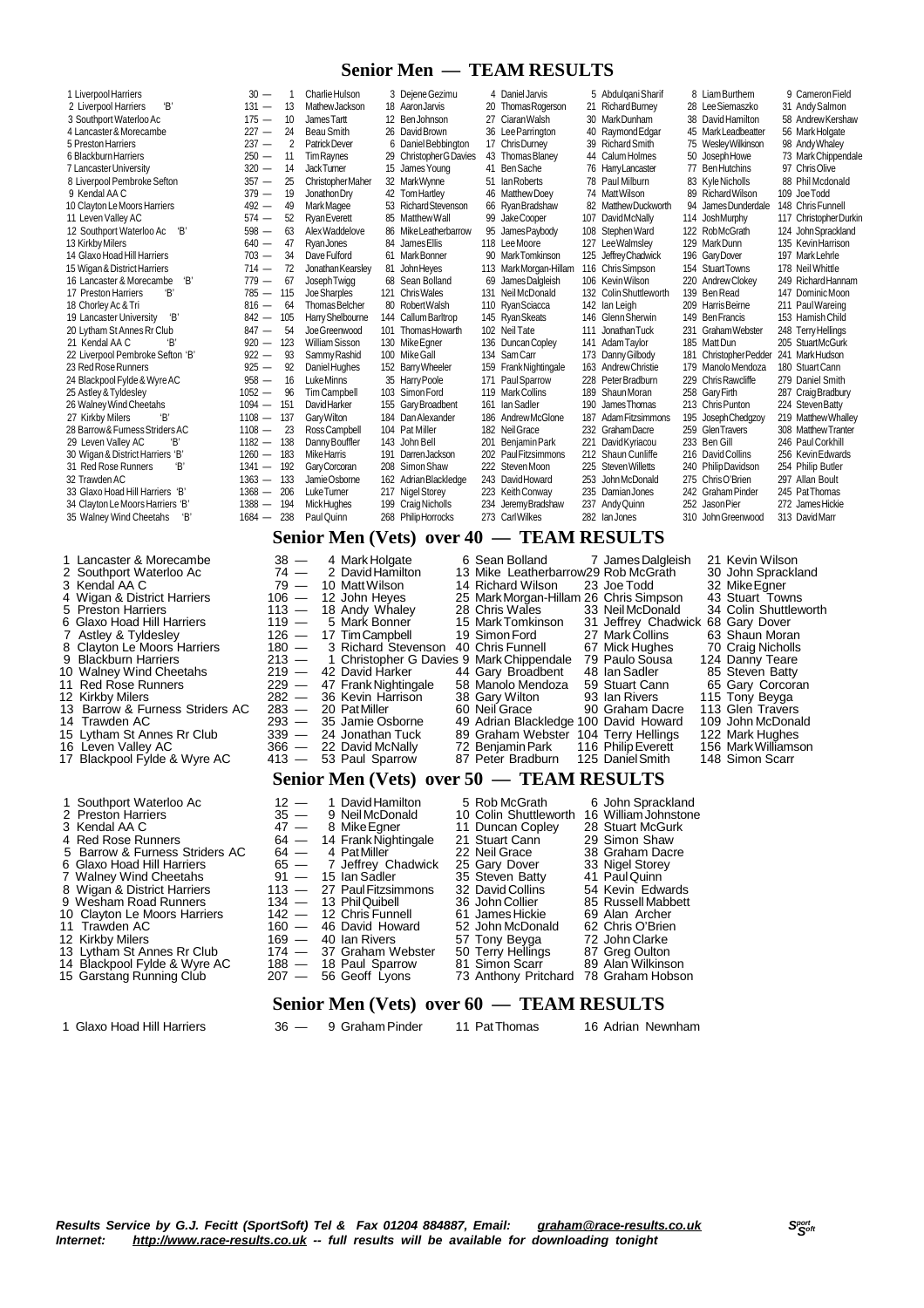# Senior Men — TEAM RESULTS

| Pos | Team | Points | | | | | | |
|---|---|---|---|---|---|---|---|---|
| 1 | Liverpool Harriers | 30 — | 1 Charlie Hulson | 3 Dejene Gezimu | 4 Daniel Jarvis | 5 Abdulqani Sharif | 8 Liam Burthem | 9 Cameron Field |
| 2 | Liverpool Harriers 'B' | 131 — | 13 Mathew Jackson | 18 Aaron Jarvis | 20 Thomas Rogerson | 21 Richard Burney | 28 Lee Siemaszko | 31 Andy Salmon |
| 3 | Southport Waterloo Ac | 175 — | 10 James Tartt | 12 Ben Johnson | 27 Ciaran Walsh | 30 Mark Dunham | 38 David Hamilton | 58 Andrew Kershaw |
| 4 | Lancaster & Morecambe | 227 — | 24 Beau Smith | 26 David Brown | 36 Lee Parrington | 40 Raymond Edgar | 45 Mark Leadbeatter | 56 Mark Holgate |
| 5 | Preston Harriers | 237 — | 2 Patrick Dever | 6 Daniel Bebbington | 17 Chris Durney | 39 Richard Smith | 75 Wesley Wilkinson | 98 Andy Whaley |
| 6 | Blackburn Harriers | 250 — | 11 Tim Raynes | 29 Christopher G Davies | 43 Thomas Blaney | 44 Calum Holmes | 50 Joseph Howe | 73 Mark Chippendale |
| 7 | Lancaster University | 320 — | 14 Jack Turner | 15 James Young | 41 Ben Sache | 76 Harry Lancaster | 77 Ben Hutchins | 97 Chris Olive |
| 8 | Liverpool Pembroke Sefton | 357 — | 25 Christopher Maher | 32 Mark Wynne | 51 Ian Roberts | 78 Paul Milburn | 83 Kyle Nicholls | 88 Phil Mcdonald |
| 9 | Kendal AA C | 379 — | 19 Jonathon Dry | 42 Tom Hartley | 46 Matthew Doey | 74 Matt Wilson | 89 Richard Wilson | 109 Joe Todd |
| 10 | Clayton Le Moors Harriers | 492 — | 49 Mark Magee | 53 Richard Stevenson | 66 Ryan Bradshaw | 82 Matthew Duckworth | 94 James Dunderdale | 148 Chris Funnell |
| 11 | Leven Valley AC | 574 — | 52 Ryan Everett | 85 Matthew Wall | 99 Jake Cooper | 107 David McNally | 114 Josh Murphy | 117 Christopher Durkin |
| 12 | Southport Waterloo Ac 'B' | 598 — | 63 Alex Waddelove | 86 Mike Leatherbarrow | 95 James Paybody | 108 Stephen Ward | 122 Rob McGrath | 124 John Sprackland |
| 13 | Kirkby Milers | 640 — | 47 Ryan Jones | 84 James Ellis | 118 Lee Moore | 127 Lee Walmsley | 129 Mark Dunn | 135 Kevin Harrison |
| 14 | Glaxo Hoad Hill Harriers | 703 — | 34 Dave Fulford | 61 Mark Bonner | 90 Mark Tomkinson | 125 Jeffrey Chadwick | 196 Gary Dover | 197 Mark Lehrle |
| 15 | Wigan & District Harriers | 714 — | 72 Jonathan Kearsley | 81 John Heyes | 113 Mark Morgan-Hillam | 116 Chris Simpson | 154 Stuart Towns | 178 Neil Whittle |
| 16 | Lancaster & Morecambe 'B' | 779 — | 67 Joseph Twigg | 68 Sean Bolland | 69 James Dalgleish | 106 Kevin Wilson | 220 Andrew Clokey | 249 Richard Hannam |
| 17 | Preston Harriers 'B' | 785 — | 115 Joe Sharples | 121 Chris Wales | 131 Neil McDonald | 132 Colin Shuttleworth | 139 Ben Read | 147 Dominic Moon |
| 18 | Chorley Ac & Tri | 816 — | 64 Thomas Belcher | 80 Robert Walsh | 110 Ryan Sciacca | 142 Ian Leigh | 209 Harris Beirne | 211 Paul Wareing |
| 19 | Lancaster University 'B' | 842 — | 105 Harry Shelbourne | 144 Callum Barltrop | 145 Ryan Skeats | 146 Glenn Sherwin | 149 Ben Francis | 153 Hamish Child |
| 20 | Lytham St Annes Rr Club | 847 — | 54 Joe Greenwood | 101 Thomas Howarth | 102 Neil Tate | 111 Jonathan Tuck | 231 Graham Webster | 248 Terry Hellings |
| 21 | Kendal AA C 'B' | 920 — | 123 William Sisson | 130 Mike Egner | 136 Duncan Copley | 141 Adam Taylor | 185 Matt Dun | 205 Stuart McGurk |
| 22 | Liverpool Pembroke Sefton 'B' | 922 — | 93 Sammy Rashid | 100 Mike Gall | 134 Sam Carr | 173 Danny Gilbody | 181 Christopher Pedder | 241 Mark Hudson |
| 23 | Red Rose Runners | 925 — | 92 Daniel Hughes | 152 Barry Wheeler | 159 Frank Nightingale | 163 Andrew Christie | 179 Manolo Mendoza | 180 Stuart Cann |
| 24 | Blackpool Fylde & Wyre AC | 958 — | 16 Luke Minns | 35 Harry Poole | 171 Paul Sparrow | 228 Peter Bradburn | 229 Chris Rawcliffe | 279 Daniel Smith |
| 25 | Astley & Tyldesley | 1052 — | 96 Tim Campbell | 103 Simon Ford | 119 Mark Collins | 189 Shaun Moran | 258 Gary Firth | 287 Craig Bradbury |
| 26 | Walney Wind Cheetahs | 1094 — | 151 David Harker | 155 Gary Broadbent | 161 Ian Sadler | 190 James Thomas | 213 Chris Punton | 224 Steven Batty |
| 27 | Kirkby Milers 'B' | 1108 — | 137 Gary Wilton | 184 Dan Alexander | 186 Andrew McGlone | 187 Adam Fitzsimmons | 195 Joseph Chedgzoy | 219 Matthew Whalley |
| 28 | Barrow & Furness Striders AC | 1108 — | 23 Ross Campbell | 104 Pat Miller | 182 Neil Grace | 232 Graham Dacre | 259 Glen Travers | 308 Matthew Tranter |
| 29 | Leven Valley AC 'B' | 1182 — | 138 Danny Bouffler | 143 John Bell | 201 Benjamin Park | 221 David Kyriacou | 233 Ben Gill | 246 Paul Corkhill |
| 30 | Wigan & District Harriers 'B' | 1260 — | 183 Mike Harris | 191 Darren Jackson | 202 Paul Fitzsimmons | 212 Shaun Cunliffe | 216 David Collins | 256 Kevin Edwards |
| 31 | Red Rose Runners 'B' | 1341 — | 192 Gary Corcoran | 208 Simon Shaw | 222 Steven Moon | 225 Steven Willetts | 240 Philip Davidson | 254 Philip Butler |
| 32 | Trawden AC | 1363 — | 133 Jamie Osborne | 162 Adrian Blackledge | 243 David Howard | 253 John McDonald | 275 Chris O'Brien | 297 Allan Boult |
| 33 | Glaxo Hoad Hill Harriers 'B' | 1368 — | 206 Luke Turner | 217 Nigel Storey | 223 Keith Conway | 235 Damian Jones | 242 Graham Pinder | 245 Pat Thomas |
| 34 | Clayton Le Moors Harriers 'B' | 1388 — | 194 Mick Hughes | 199 Craig Nicholls | 234 Jeremy Bradshaw | 237 Andy Quinn | 252 Jason Pier | 272 James Hickie |
| 35 | Walney Wind Cheetahs 'B' | 1684 — | 238 Paul Quinn | 268 Philip Horrocks | 273 Carl Wilkes | 282 Ian Jones | 310 John Greenwood | 313 David Marr |

# Senior Men (Vets) over 40 — TEAM RESULTS

| Pos | Team | Points | | | | |
|---|---|---|---|---|---|---|
| 1 | Lancaster & Morecambe | 38 — | 4 Mark Holgate | 6 Sean Bolland | 7 James Dalgleish | 21 Kevin Wilson |
| 2 | Southport Waterloo Ac | 74 — | 2 David Hamilton | 13 Mike Leatherbarrow | 29 Rob McGrath | 30 John Sprackland |
| 3 | Kendal AA C | 79 — | 10 Matt Wilson | 14 Richard Wilson | 23 Joe Todd | 32 Mike Egner |
| 4 | Wigan & District Harriers | 106 — | 12 John Heyes | 25 Mark Morgan-Hillam | 26 Chris Simpson | 43 Stuart Towns |
| 5 | Preston Harriers | 113 — | 18 Andy Whaley | 28 Chris Wales | 33 Neil McDonald | 34 Colin Shuttleworth |
| 6 | Glaxo Hoad Hill Harriers | 119 — | 5 Mark Bonner | 15 Mark Tomkinson | 31 Jeffrey Chadwick | 68 Gary Dover |
| 7 | Astley & Tyldesley | 126 — | 17 Tim Campbell | 19 Simon Ford | 27 Mark Collins | 63 Shaun Moran |
| 8 | Clayton Le Moors Harriers | 180 — | 3 Richard Stevenson | 40 Chris Funnell | 67 Mick Hughes | 70 Craig Nicholls |
| 9 | Blackburn Harriers | 213 — | 1 Christopher G Davies | 9 Mark Chippendale | 79 Paulo Sousa | 124 Danny Teare |
| 10 | Walney Wind Cheetahs | 219 — | 42 David Harker | 44 Gary Broadbent | 48 Ian Sadler | 85 Steven Batty |
| 11 | Red Rose Runners | 229 — | 47 Frank Nightingale | 58 Manolo Mendoza | 59 Stuart Cann | 65 Gary Corcoran |
| 12 | Kirkby Milers | 282 — | 36 Kevin Harrison | 38 Gary Wilton | 93 Ian Rivers | 115 Tony Beyga |
| 13 | Barrow & Furness Striders AC | 283 — | 20 Pat Miller | 60 Neil Grace | 90 Graham Dacre | 113 Glen Travers |
| 14 | Trawden AC | 293 — | 35 Jamie Osborne | 49 Adrian Blackledge | 100 David Howard | 109 John McDonald |
| 15 | Lytham St Annes Rr Club | 339 — | 24 Jonathan Tuck | 89 Graham Webster | 104 Terry Hellings | 122 Mark Hughes |
| 16 | Leven Valley AC | 366 — | 22 David McNally | 72 Benjamin Park | 116 Philip Everett | 156 Mark Williamson |
| 17 | Blackpool Fylde & Wyre AC | 413 — | 53 Paul Sparrow | 87 Peter Bradburn | 125 Daniel Smith | 148 Simon Scarr |

# Senior Men (Vets) over 50 — TEAM RESULTS

| Pos | Team | Points | | | |
|---|---|---|---|---|---|
| 1 | Southport Waterloo Ac | 12 — | 1 David Hamilton | 5 Rob McGrath | 6 John Sprackland |
| 2 | Preston Harriers | 35 — | 9 Neil McDonald | 10 Colin Shuttleworth | 16 William Johnstone |
| 3 | Kendal AA C | 47 — | 8 Mike Egner | 11 Duncan Copley | 28 Stuart McGurk |
| 4 | Red Rose Runners | 64 — | 14 Frank Nightingale | 21 Stuart Cann | 29 Simon Shaw |
| 5 | Barrow & Furness Striders AC | 64 — | 4 Pat Miller | 22 Neil Grace | 38 Graham Dacre |
| 6 | Glaxo Hoad Hill Harriers | 65 — | 7 Jeffrey Chadwick | 25 Gary Dover | 33 Nigel Storey |
| 7 | Walney Wind Cheetahs | 91 — | 15 Ian Sadler | 35 Steven Batty | 41 Paul Quinn |
| 8 | Wigan & District Harriers | 113 — | 27 Paul Fitzsimmons | 32 David Collins | 54 Kevin Edwards |
| 9 | Wesham Road Runners | 134 — | 13 Phil Quibell | 36 John Collier | 85 Russell Mabbett |
| 10 | Clayton Le Moors Harriers | 142 — | 12 Chris Funnell | 61 James Hickie | 69 Alan Archer |
| 11 | Trawden AC | 160 — | 46 David Howard | 52 John McDonald | 62 Chris O'Brien |
| 12 | Kirkby Milers | 169 — | 40 Ian Rivers | 57 Tony Beyga | 72 John Clarke |
| 13 | Lytham St Annes Rr Club | 174 — | 37 Graham Webster | 50 Terry Hellings | 87 Greg Oulton |
| 14 | Blackpool Fylde & Wyre AC | 188 — | 18 Paul Sparrow | 81 Simon Scarr | 89 Alan Wilkinson |
| 15 | Garstang Running Club | 207 — | 56 Geoff Lyons | 73 Anthony Pritchard | 78 Graham Hobson |

# Senior Men (Vets) over 60 — TEAM RESULTS

| Pos | Team | Points | | | |
|---|---|---|---|---|---|
| 1 | Glaxo Hoad Hill Harriers | 36 — | 9 Graham Pinder | 11 Pat Thomas | 16 Adrian Newnham |

*Results Service by G.J. Fecitt (SportSoft) Tel & Fax 01204 884887, Email: graham@race-results.co.uk*
*Internet: http://www.race-results.co.uk -- full results will be available for downloading tonight*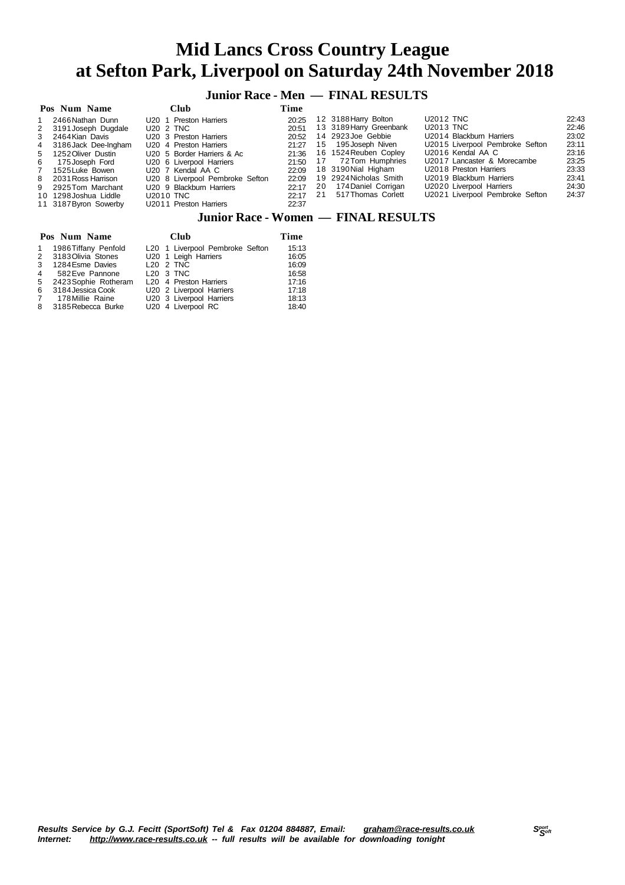# Mid Lancs Cross Country League
# at Sefton Park, Liverpool on Saturday 24th November 2018

## Junior Race - Men — FINAL RESULTS

| Pos | Num | Name | Club | Time |
|---|---|---|---|---|
| 1 | 2466 | Nathan Dunn | U20 1 Preston Harriers | 20:25 |
| 2 | 3191 | Joseph Dugdale | U20 2 TNC | 20:51 |
| 3 | 2464 | Kian Davis | U20 3 Preston Harriers | 20:52 |
| 4 | 3186 | Jack Dee-Ingham | U20 4 Preston Harriers | 21:27 |
| 5 | 1252 | Oliver Dustin | U20 5 Border Harriers & Ac | 21:36 |
| 6 | 175 | Joseph Ford | U20 6 Liverpool Harriers | 21:50 |
| 7 | 1525 | Luke Bowen | U20 7 Kendal AA C | 22:09 |
| 8 | 2031 | Ross Harrison | U20 8 Liverpool Pembroke Sefton | 22:09 |
| 9 | 2925 | Tom Marchant | U20 9 Blackburn Harriers | 22:17 |
| 10 | 1298 | Joshua Liddle | U2010 TNC | 22:17 |
| 11 | 3187 | Byron Sowerby | U2011 Preston Harriers | 22:37 |
| 12 | 3188 | Harry Bolton | U2012 TNC | 22:43 |
| 13 | 3189 | Harry Greenbank | U2013 TNC | 22:46 |
| 14 | 2923 | Joe Gebbie | U2014 Blackburn Harriers | 23:02 |
| 15 | 195 | Joseph Niven | U2015 Liverpool Pembroke Sefton | 23:11 |
| 16 | 1524 | Reuben Copley | U2016 Kendal AA C | 23:16 |
| 17 | 72 | Tom Humphries | U2017 Lancaster & Morecambe | 23:25 |
| 18 | 3190 | Nial Higham | U2018 Preston Harriers | 23:33 |
| 19 | 2924 | Nicholas Smith | U2019 Blackburn Harriers | 23:41 |
| 20 | 174 | Daniel Corrigan | U2020 Liverpool Harriers | 24:30 |
| 21 | 517 | Thomas Corlett | U2021 Liverpool Pembroke Sefton | 24:37 |

## Junior Race - Women — FINAL RESULTS

| Pos | Num | Name | Club | Time |
|---|---|---|---|---|
| 1 | 1986 | Tiffany Penfold | L20 1 Liverpool Pembroke Sefton | 15:13 |
| 2 | 3183 | Olivia Stones | U20 1 Leigh Harriers | 16:05 |
| 3 | 1284 | Esme Davies | L20 2 TNC | 16:09 |
| 4 | 582 | Eve Pannone | L20 3 TNC | 16:58 |
| 5 | 2423 | Sophie Rotheram | L20 4 Preston Harriers | 17:16 |
| 6 | 3184 | Jessica Cook | U20 2 Liverpool Harriers | 17:18 |
| 7 | 178 | Millie Raine | U20 3 Liverpool Harriers | 18:13 |
| 8 | 3185 | Rebecca Burke | U20 4 Liverpool RC | 18:40 |

*Results Service by G.J. Fecitt (SportSoft) Tel & Fax 01204 884887, Email: graham@race-results.co.uk*
*Internet: http://www.race-results.co.uk -- full results will be available for downloading tonight*